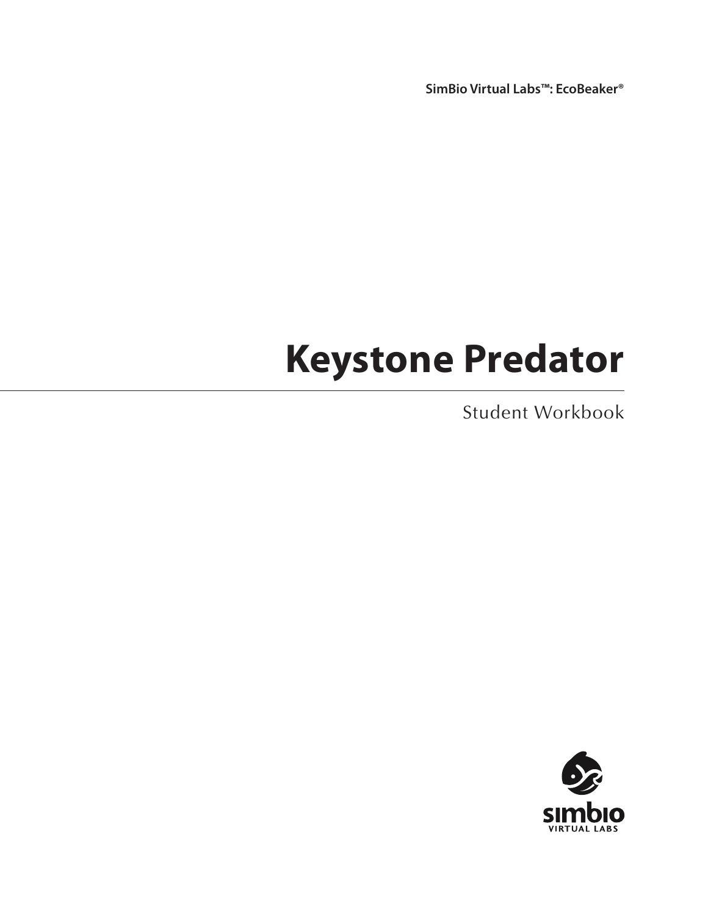SimBio Virtual Labs™: EcoBeaker®

# Keystone Predator

Student Workbook

simbio
VIRTUAL LABS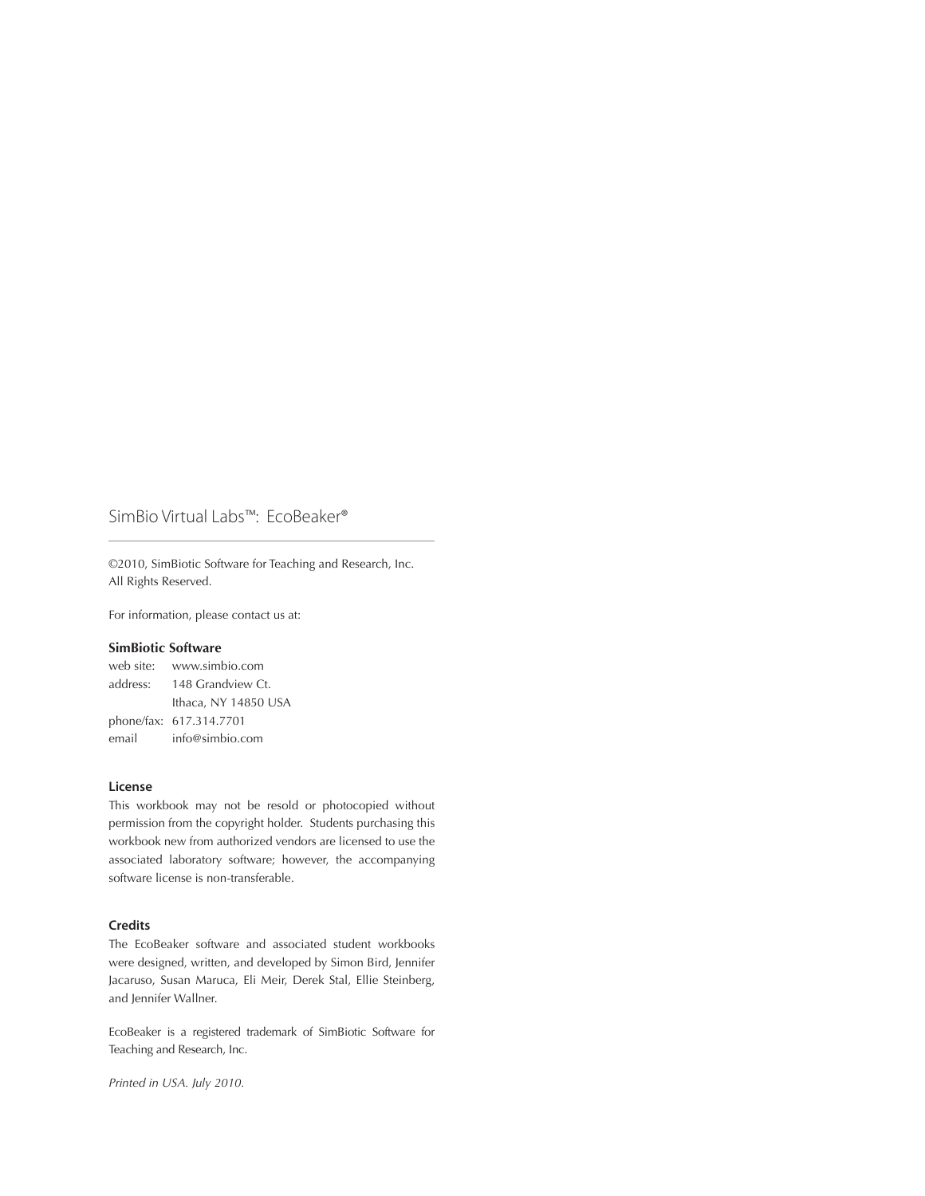SimBio Virtual Labs™: EcoBeaker®

---

©2010, SimBiotic Software for Teaching and Research, Inc.
All Rights Reserved.

For information, please contact us at:

**SimBiotic Software**

web site: www.simbio.com
address: 148 Grandview Ct.
Ithaca, NY 14850 USA
phone/fax: 617.314.7701
email info@simbio.com

**License**

This workbook may not be resold or photocopied without permission from the copyright holder. Students purchasing this workbook new from authorized vendors are licensed to use the associated laboratory software; however, the accompanying software license is non-transferable.

**Credits**

The EcoBeaker software and associated student workbooks were designed, written, and developed by Simon Bird, Jennifer Jacaruso, Susan Maruca, Eli Meir, Derek Stal, Ellie Steinberg, and Jennifer Wallner.

EcoBeaker is a registered trademark of SimBiotic Software for Teaching and Research, Inc.

*Printed in USA. July 2010.*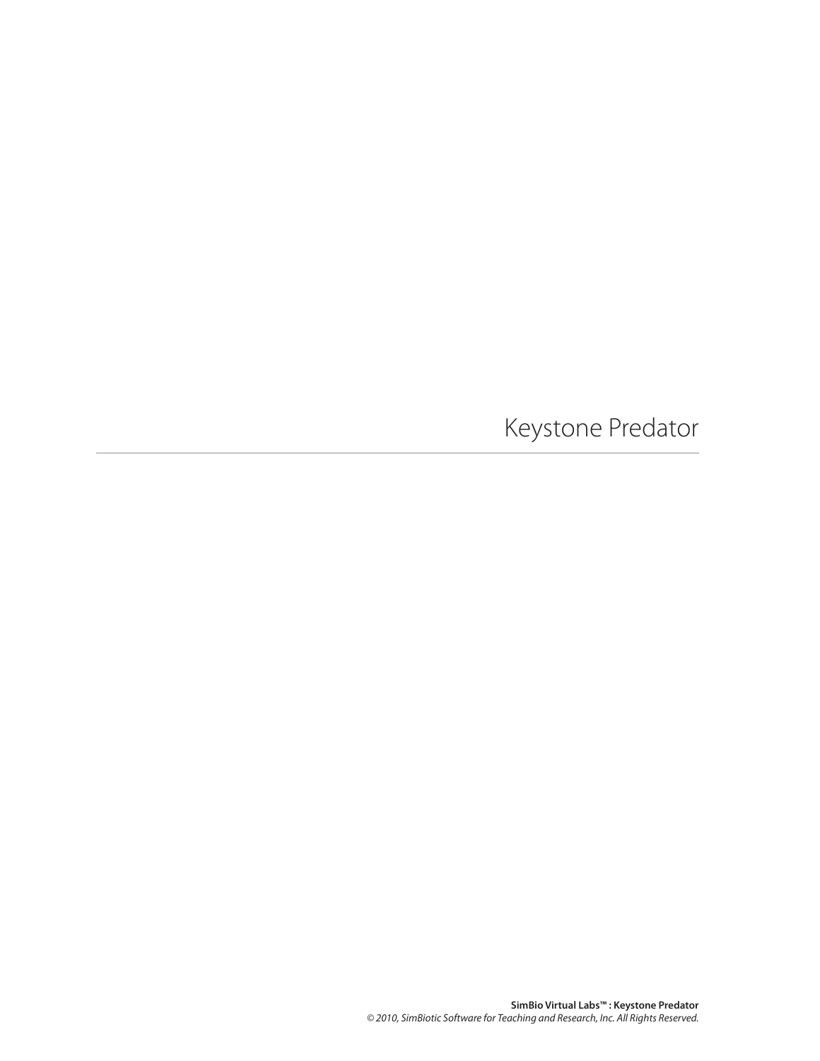# Keystone Predator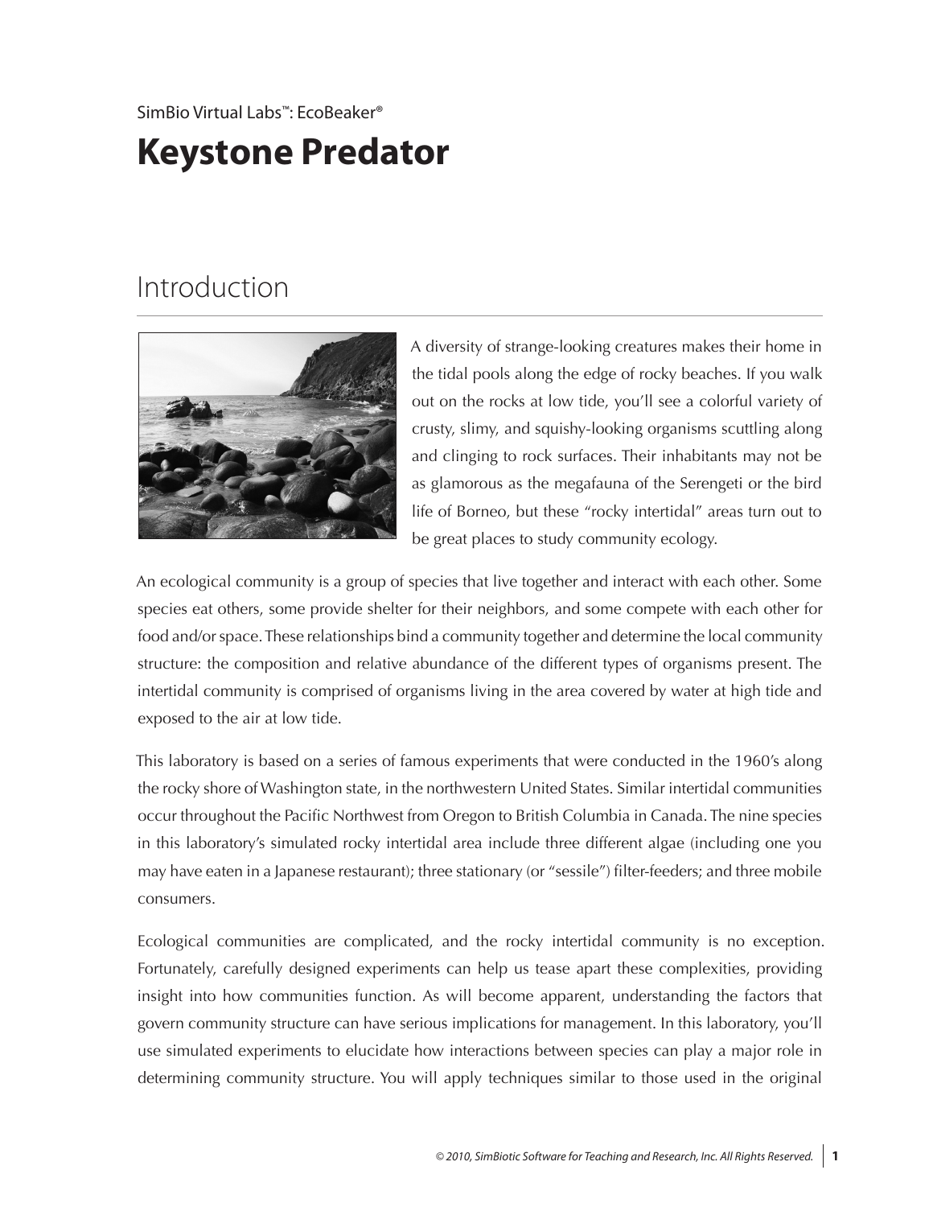SimBio Virtual Labs™: EcoBeaker®

# Keystone Predator

## Introduction

A diversity of strange-looking creatures makes their home in the tidal pools along the edge of rocky beaches. If you walk out on the rocks at low tide, you'll see a colorful variety of crusty, slimy, and squishy-looking organisms scuttling along and clinging to rock surfaces. Their inhabitants may not be as glamorous as the megafauna of the Serengeti or the bird life of Borneo, but these "rocky intertidal" areas turn out to be great places to study community ecology.

An ecological community is a group of species that live together and interact with each other. Some species eat others, some provide shelter for their neighbors, and some compete with each other for food and/or space. These relationships bind a community together and determine the local community structure: the composition and relative abundance of the different types of organisms present. The intertidal community is comprised of organisms living in the area covered by water at high tide and exposed to the air at low tide.

This laboratory is based on a series of famous experiments that were conducted in the 1960's along the rocky shore of Washington state, in the northwestern United States. Similar intertidal communities occur throughout the Pacific Northwest from Oregon to British Columbia in Canada. The nine species in this laboratory's simulated rocky intertidal area include three different algae (including one you may have eaten in a Japanese restaurant); three stationary (or "sessile") filter-feeders; and three mobile consumers.

Ecological communities are complicated, and the rocky intertidal community is no exception. Fortunately, carefully designed experiments can help us tease apart these complexities, providing insight into how communities function. As will become apparent, understanding the factors that govern community structure can have serious implications for management. In this laboratory, you'll use simulated experiments to elucidate how interactions between species can play a major role in determining community structure. You will apply techniques similar to those used in the original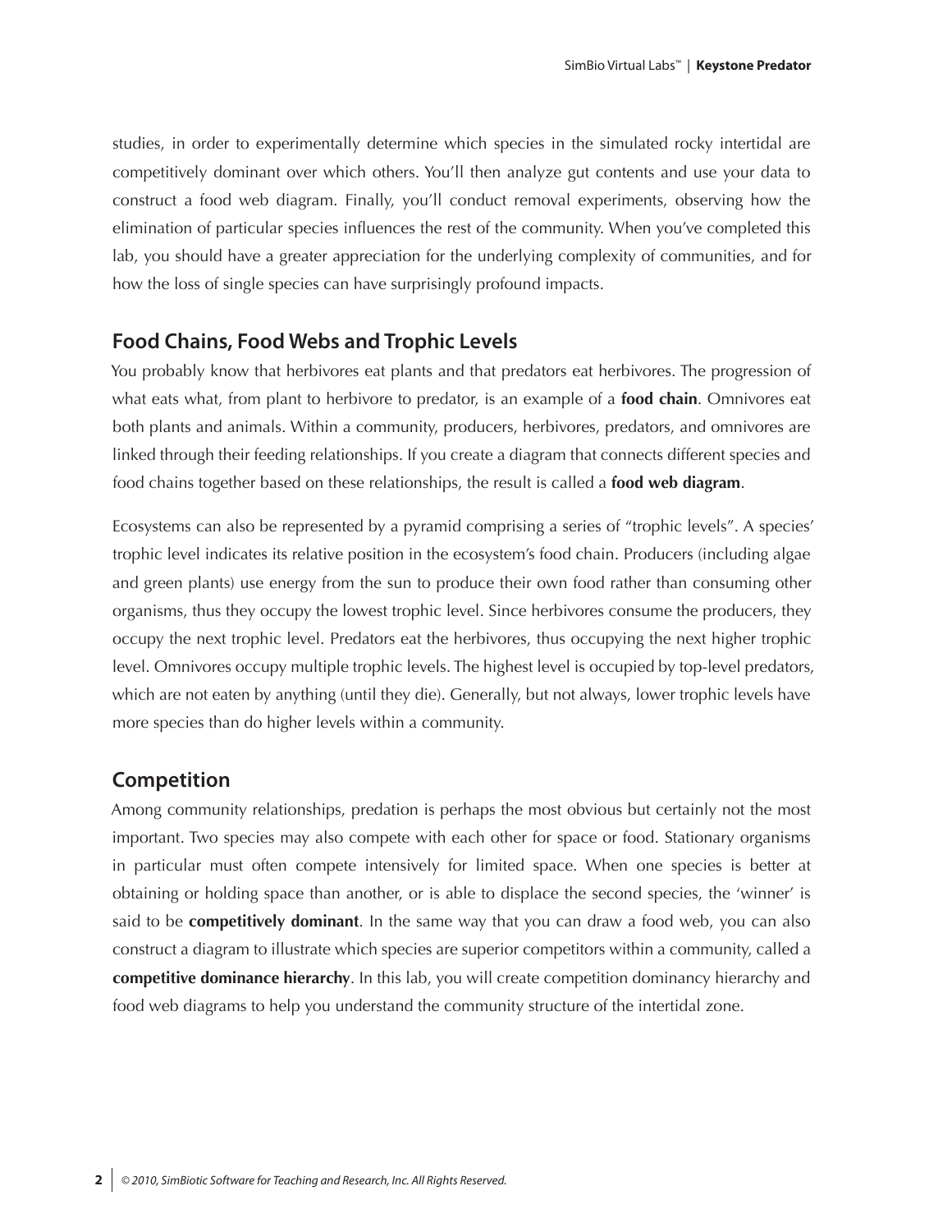studies, in order to experimentally determine which species in the simulated rocky intertidal are competitively dominant over which others. You'll then analyze gut contents and use your data to construct a food web diagram. Finally, you'll conduct removal experiments, observing how the elimination of particular species influences the rest of the community. When you've completed this lab, you should have a greater appreciation for the underlying complexity of communities, and for how the loss of single species can have surprisingly profound impacts.

## Food Chains, Food Webs and Trophic Levels

You probably know that herbivores eat plants and that predators eat herbivores. The progression of what eats what, from plant to herbivore to predator, is an example of a **food chain**. Omnivores eat both plants and animals. Within a community, producers, herbivores, predators, and omnivores are linked through their feeding relationships. If you create a diagram that connects different species and food chains together based on these relationships, the result is called a **food web diagram**.

Ecosystems can also be represented by a pyramid comprising a series of "trophic levels". A species' trophic level indicates its relative position in the ecosystem's food chain. Producers (including algae and green plants) use energy from the sun to produce their own food rather than consuming other organisms, thus they occupy the lowest trophic level. Since herbivores consume the producers, they occupy the next trophic level. Predators eat the herbivores, thus occupying the next higher trophic level. Omnivores occupy multiple trophic levels. The highest level is occupied by top-level predators, which are not eaten by anything (until they die). Generally, but not always, lower trophic levels have more species than do higher levels within a community.

## Competition

Among community relationships, predation is perhaps the most obvious but certainly not the most important. Two species may also compete with each other for space or food. Stationary organisms in particular must often compete intensively for limited space. When one species is better at obtaining or holding space than another, or is able to displace the second species, the 'winner' is said to be **competitively dominant**. In the same way that you can draw a food web, you can also construct a diagram to illustrate which species are superior competitors within a community, called a **competitive dominance hierarchy**. In this lab, you will create competition dominancy hierarchy and food web diagrams to help you understand the community structure of the intertidal zone.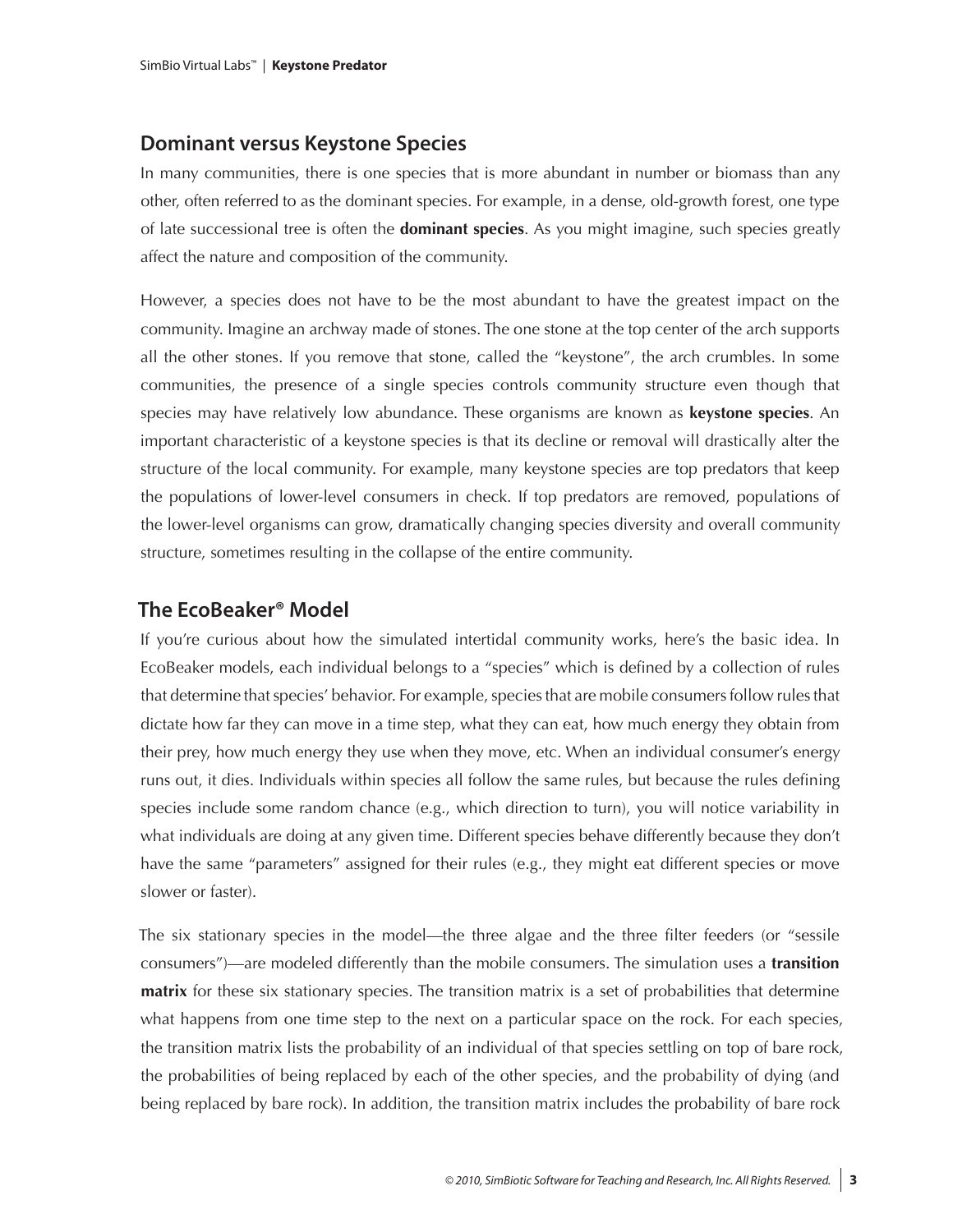## Dominant versus Keystone Species

In many communities, there is one species that is more abundant in number or biomass than any other, often referred to as the dominant species. For example, in a dense, old-growth forest, one type of late successional tree is often the **dominant species**. As you might imagine, such species greatly affect the nature and composition of the community.

However, a species does not have to be the most abundant to have the greatest impact on the community. Imagine an archway made of stones. The one stone at the top center of the arch supports all the other stones. If you remove that stone, called the "keystone", the arch crumbles. In some communities, the presence of a single species controls community structure even though that species may have relatively low abundance. These organisms are known as **keystone species**. An important characteristic of a keystone species is that its decline or removal will drastically alter the structure of the local community. For example, many keystone species are top predators that keep the populations of lower-level consumers in check. If top predators are removed, populations of the lower-level organisms can grow, dramatically changing species diversity and overall community structure, sometimes resulting in the collapse of the entire community.

## The EcoBeaker® Model

If you're curious about how the simulated intertidal community works, here's the basic idea. In EcoBeaker models, each individual belongs to a "species" which is defined by a collection of rules that determine that species' behavior. For example, species that are mobile consumers follow rules that dictate how far they can move in a time step, what they can eat, how much energy they obtain from their prey, how much energy they use when they move, etc. When an individual consumer's energy runs out, it dies. Individuals within species all follow the same rules, but because the rules defining species include some random chance (e.g., which direction to turn), you will notice variability in what individuals are doing at any given time. Different species behave differently because they don't have the same "parameters" assigned for their rules (e.g., they might eat different species or move slower or faster).

The six stationary species in the model—the three algae and the three filter feeders (or "sessile consumers")—are modeled differently than the mobile consumers. The simulation uses a **transition matrix** for these six stationary species. The transition matrix is a set of probabilities that determine what happens from one time step to the next on a particular space on the rock. For each species, the transition matrix lists the probability of an individual of that species settling on top of bare rock, the probabilities of being replaced by each of the other species, and the probability of dying (and being replaced by bare rock). In addition, the transition matrix includes the probability of bare rock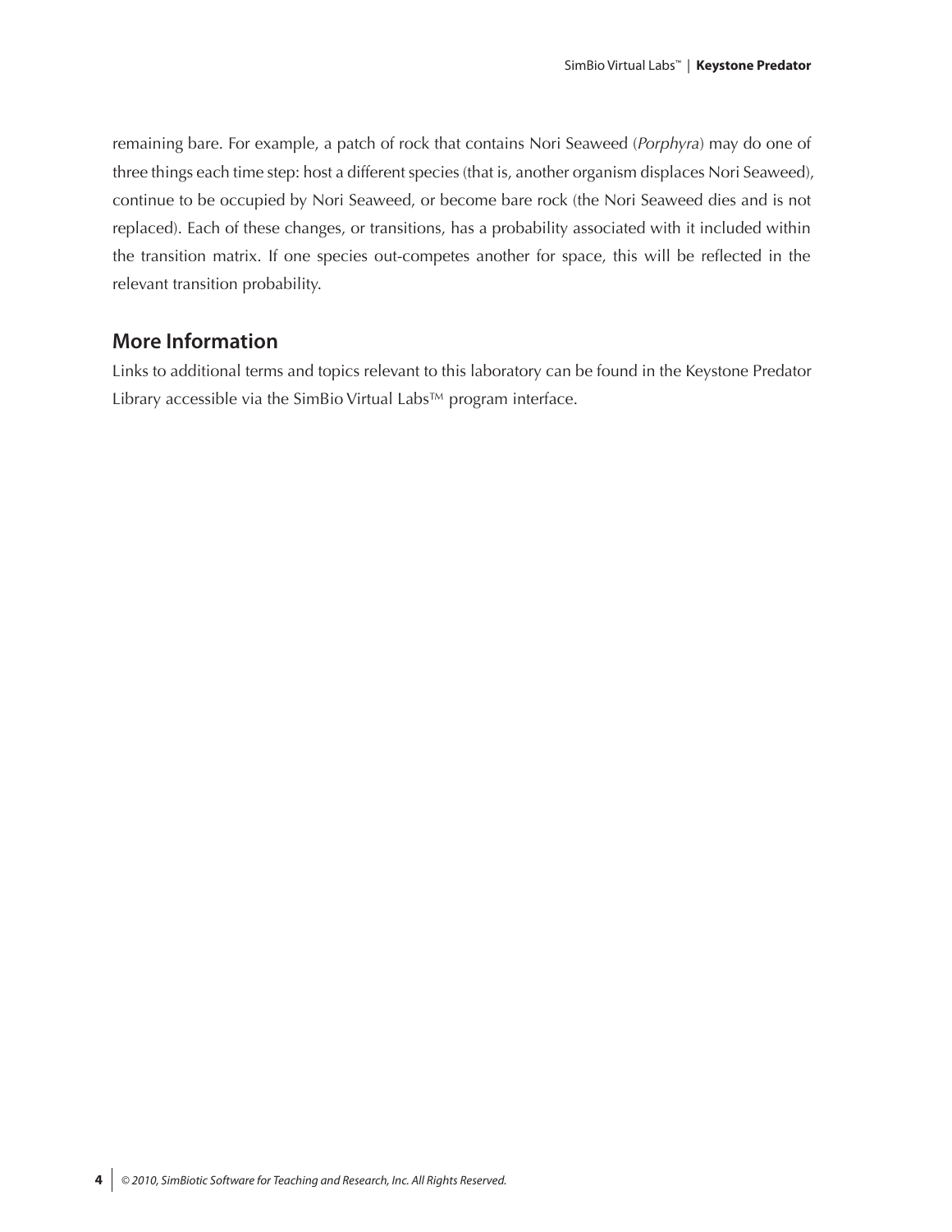remaining bare. For example, a patch of rock that contains Nori Seaweed (*Porphyra*) may do one of three things each time step: host a different species (that is, another organism displaces Nori Seaweed), continue to be occupied by Nori Seaweed, or become bare rock (the Nori Seaweed dies and is not replaced). Each of these changes, or transitions, has a probability associated with it included within the transition matrix. If one species out-competes another for space, this will be reflected in the relevant transition probability.

## More Information

Links to additional terms and topics relevant to this laboratory can be found in the Keystone Predator Library accessible via the SimBio Virtual Labs™ program interface.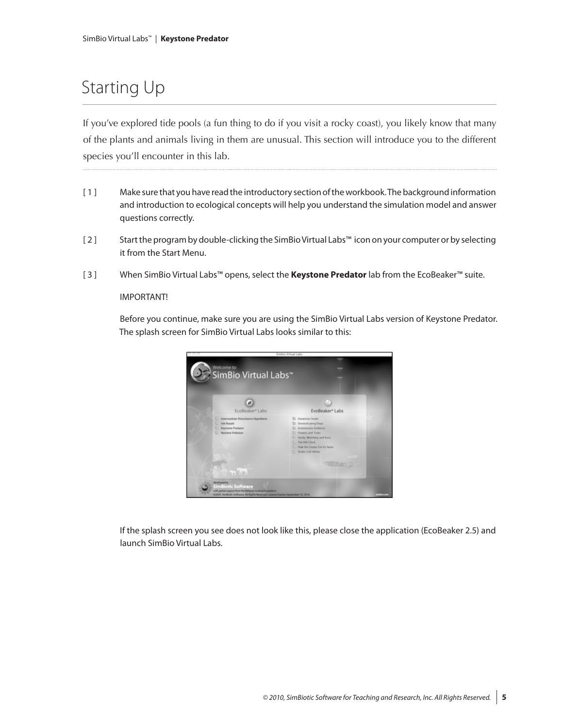# Starting Up

If you've explored tide pools (a fun thing to do if you visit a rocky coast), you likely know that many of the plants and animals living in them are unusual. This section will introduce you to the different species you'll encounter in this lab.

[ 1 ] Make sure that you have read the introductory section of the workbook. The background information and introduction to ecological concepts will help you understand the simulation model and answer questions correctly.

[ 2 ] Start the program by double-clicking the SimBio Virtual Labs™ icon on your computer or by selecting it from the Start Menu.

[ 3 ] When SimBio Virtual Labs™ opens, select the **Keystone Predator** lab from the EcoBeaker™ suite.

IMPORTANT!

Before you continue, make sure you are using the SimBio Virtual Labs version of Keystone Predator. The splash screen for SimBio Virtual Labs looks similar to this:

If the splash screen you see does not look like this, please close the application (EcoBeaker 2.5) and launch SimBio Virtual Labs.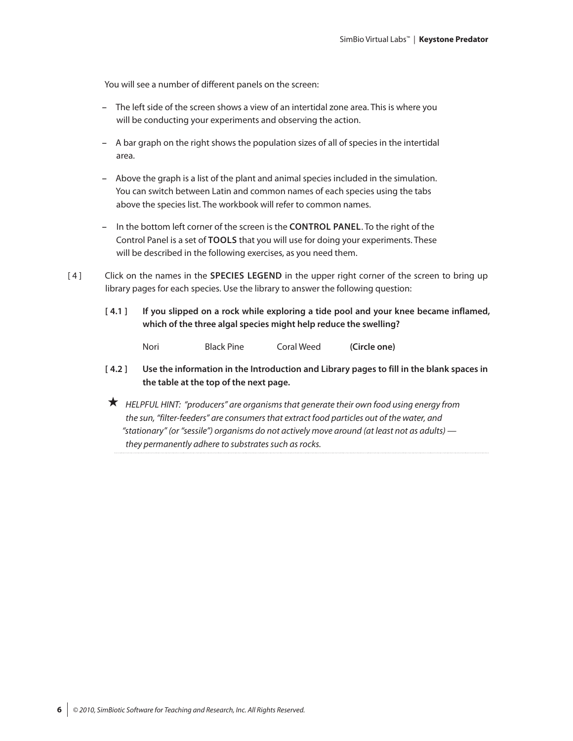You will see a number of different panels on the screen:

- The left side of the screen shows a view of an intertidal zone area. This is where you will be conducting your experiments and observing the action.
- A bar graph on the right shows the population sizes of all of species in the intertidal area.
- Above the graph is a list of the plant and animal species included in the simulation. You can switch between Latin and common names of each species using the tabs above the species list. The workbook will refer to common names.
- In the bottom left corner of the screen is the **CONTROL PANEL**. To the right of the Control Panel is a set of **TOOLS** that you will use for doing your experiments. These will be described in the following exercises, as you need them.

[ 4 ] Click on the names in the **SPECIES LEGEND** in the upper right corner of the screen to bring up library pages for each species. Use the library to answer the following question:

**[ 4.1 ] If you slipped on a rock while exploring a tide pool and your knee became inflamed, which of the three algal species might help reduce the swelling?**

Nori Black Pine Coral Weed **(Circle one)**

**[ 4.2 ] Use the information in the Introduction and Library pages to fill in the blank spaces in the table at the top of the next page.**

★ *HELPFUL HINT: "producers" are organisms that generate their own food using energy from the sun, "filter-feeders" are consumers that extract food particles out of the water, and "stationary" (or "sessile") organisms do not actively move around (at least not as adults) — they permanently adhere to substrates such as rocks.*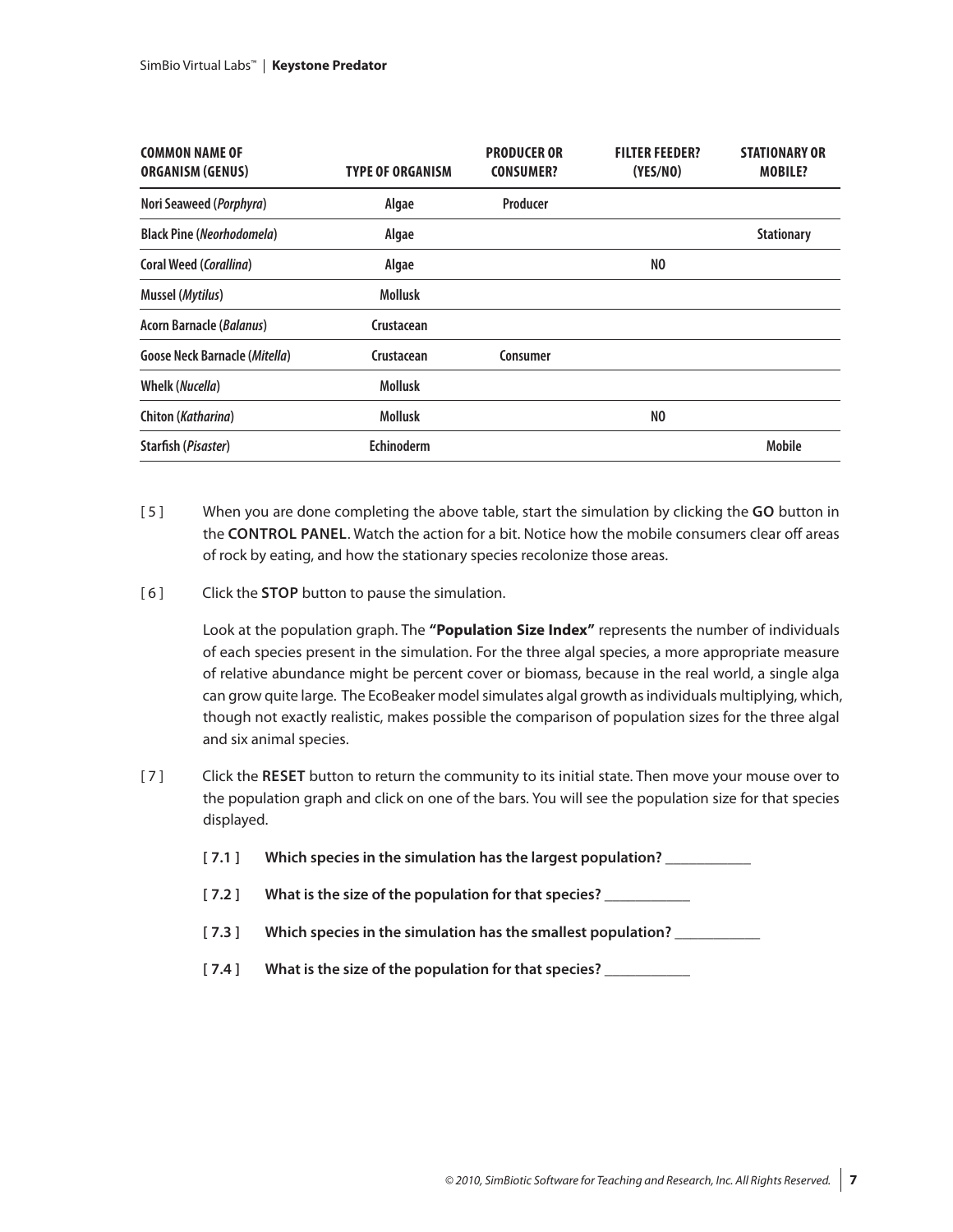| COMMON NAME OF ORGANISM (GENUS) | TYPE OF ORGANISM | PRODUCER OR CONSUMER? | FILTER FEEDER? (YES/NO) | STATIONARY OR MOBILE? |
|---|---|---|---|---|
| Nori Seaweed (*Porphyra*) | Algae | Producer | | |
| Black Pine (*Neorhodomela*) | Algae | | | Stationary |
| Coral Weed (*Corallina*) | Algae | | NO | |
| Mussel (*Mytilus*) | Mollusk | | | |
| Acorn Barnacle (*Balanus*) | Crustacean | | | |
| Goose Neck Barnacle (*Mitella*) | Crustacean | Consumer | | |
| Whelk (*Nucella*) | Mollusk | | | |
| Chiton (*Katharina*) | Mollusk | | NO | |
| Starfish (*Pisaster*) | Echinoderm | | | Mobile |

[ 5 ] When you are done completing the above table, start the simulation by clicking the **GO** button in the **CONTROL PANEL**. Watch the action for a bit. Notice how the mobile consumers clear off areas of rock by eating, and how the stationary species recolonize those areas.

[ 6 ] Click the **STOP** button to pause the simulation.

Look at the population graph. The **"Population Size Index"** represents the number of individuals of each species present in the simulation. For the three algal species, a more appropriate measure of relative abundance might be percent cover or biomass, because in the real world, a single alga can grow quite large. The EcoBeaker model simulates algal growth as individuals multiplying, which, though not exactly realistic, makes possible the comparison of population sizes for the three algal and six animal species.

[ 7 ] Click the **RESET** button to return the community to its initial state. Then move your mouse over to the population graph and click on one of the bars. You will see the population size for that species displayed.

**[ 7.1 ] Which species in the simulation has the largest population?** ___________

**[ 7.2 ] What is the size of the population for that species?** ___________

**[ 7.3 ] Which species in the simulation has the smallest population?** ___________

**[ 7.4 ] What is the size of the population for that species?** ___________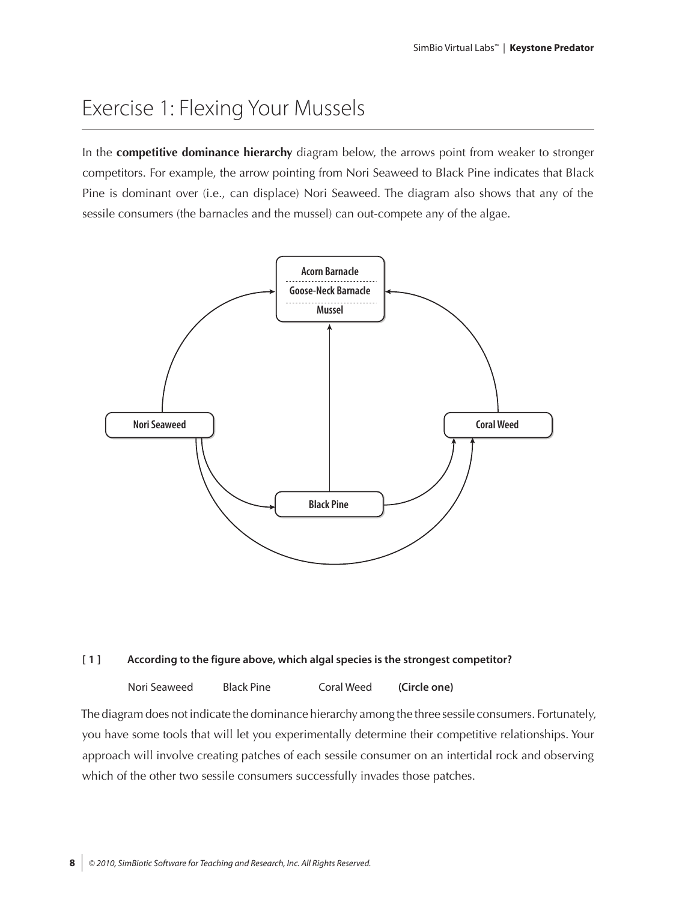# Exercise 1: Flexing Your Mussels

In the **competitive dominance hierarchy** diagram below, the arrows point from weaker to stronger competitors. For example, the arrow pointing from Nori Seaweed to Black Pine indicates that Black Pine is dominant over (i.e., can displace) Nori Seaweed. The diagram also shows that any of the sessile consumers (the barnacles and the mussel) can out-compete any of the algae.

**[ 1 ] According to the figure above, which algal species is the strongest competitor?**

Nori Seaweed     Black Pine     Coral Weed     **(Circle one)**

The diagram does not indicate the dominance hierarchy among the three sessile consumers. Fortunately, you have some tools that will let you experimentally determine their competitive relationships. Your approach will involve creating patches of each sessile consumer on an intertidal rock and observing which of the other two sessile consumers successfully invades those patches.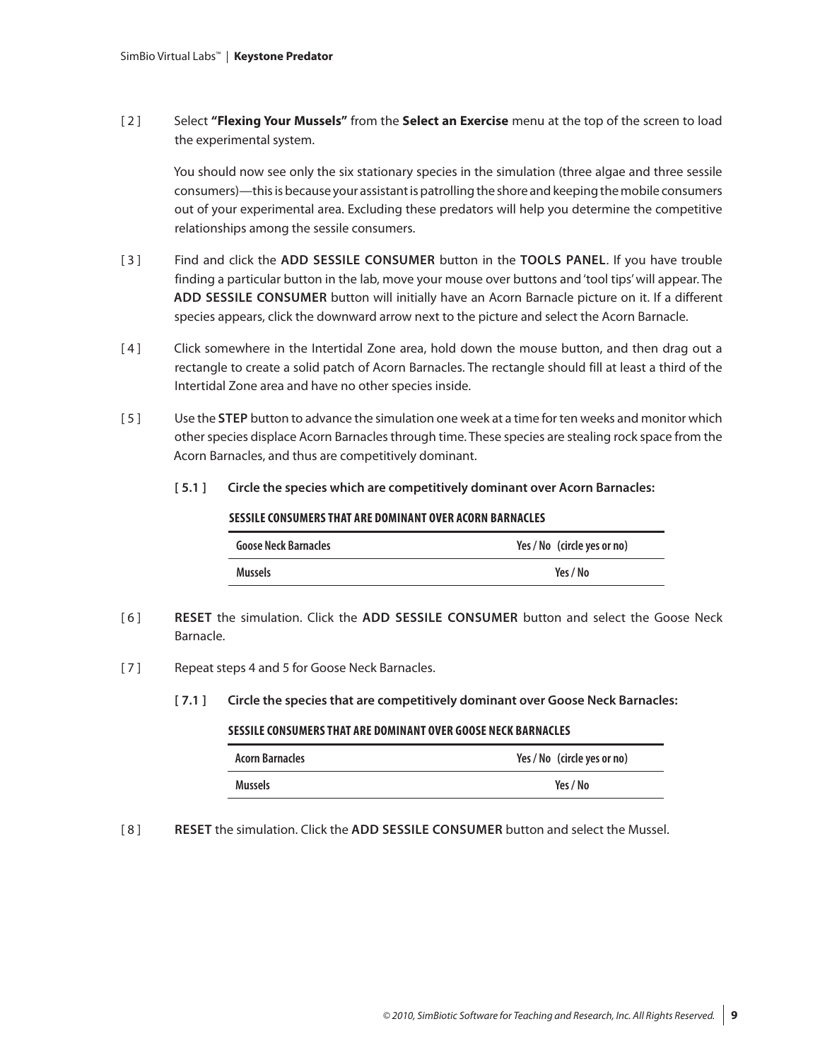[ 2 ] Select **"Flexing Your Mussels"** from the **Select an Exercise** menu at the top of the screen to load the experimental system.

You should now see only the six stationary species in the simulation (three algae and three sessile consumers)—this is because your assistant is patrolling the shore and keeping the mobile consumers out of your experimental area. Excluding these predators will help you determine the competitive relationships among the sessile consumers.

[ 3 ] Find and click the **ADD SESSILE CONSUMER** button in the **TOOLS PANEL**. If you have trouble finding a particular button in the lab, move your mouse over buttons and 'tool tips' will appear. The **ADD SESSILE CONSUMER** button will initially have an Acorn Barnacle picture on it. If a different species appears, click the downward arrow next to the picture and select the Acorn Barnacle.

[ 4 ] Click somewhere in the Intertidal Zone area, hold down the mouse button, and then drag out a rectangle to create a solid patch of Acorn Barnacles. The rectangle should fill at least a third of the Intertidal Zone area and have no other species inside.

[ 5 ] Use the **STEP** button to advance the simulation one week at a time for ten weeks and monitor which other species displace Acorn Barnacles through time. These species are stealing rock space from the Acorn Barnacles, and thus are competitively dominant.

**[ 5.1 ] Circle the species which are competitively dominant over Acorn Barnacles:**

**SESSILE CONSUMERS THAT ARE DOMINANT OVER ACORN BARNACLES**

| | |
|---|---|
| **Goose Neck Barnacles** | **Yes / No (circle yes or no)** |
| **Mussels** | **Yes / No** |

[ 6 ] **RESET** the simulation. Click the **ADD SESSILE CONSUMER** button and select the Goose Neck Barnacle.

[ 7 ] Repeat steps 4 and 5 for Goose Neck Barnacles.

**[ 7.1 ] Circle the species that are competitively dominant over Goose Neck Barnacles:**

**SESSILE CONSUMERS THAT ARE DOMINANT OVER GOOSE NECK BARNACLES**

| | |
|---|---|
| **Acorn Barnacles** | **Yes / No (circle yes or no)** |
| **Mussels** | **Yes / No** |

[ 8 ] **RESET** the simulation. Click the **ADD SESSILE CONSUMER** button and select the Mussel.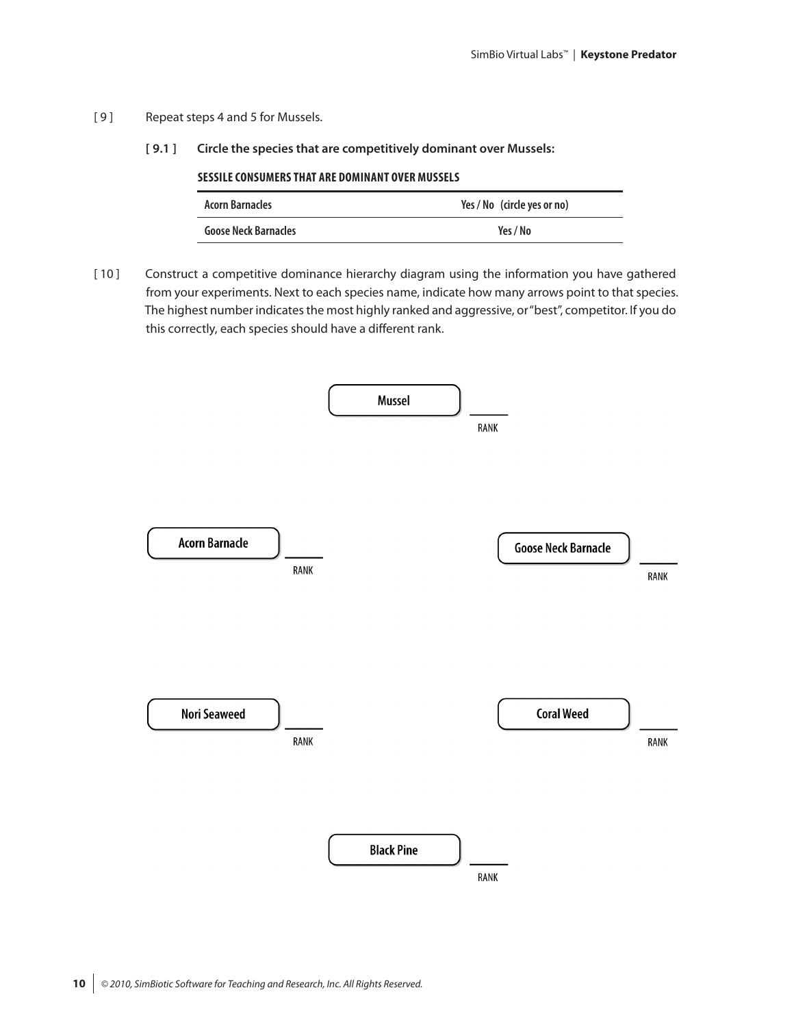[ 9 ] Repeat steps 4 and 5 for Mussels.

**[ 9.1 ] Circle the species that are competitively dominant over Mussels:**

**SESSILE CONSUMERS THAT ARE DOMINANT OVER MUSSELS**

| | |
|---|---|
| Acorn Barnacles | Yes / No (circle yes or no) |
| Goose Neck Barnacles | Yes / No |

[ 10 ] Construct a competitive dominance hierarchy diagram using the information you have gathered from your experiments. Next to each species name, indicate how many arrows point to that species. The highest number indicates the most highly ranked and aggressive, or "best", competitor. If you do this correctly, each species should have a different rank.

Mussel ______ RANK

Acorn Barnacle ______ RANK

Goose Neck Barnacle ______ RANK

Nori Seaweed ______ RANK

Coral Weed ______ RANK

Black Pine ______ RANK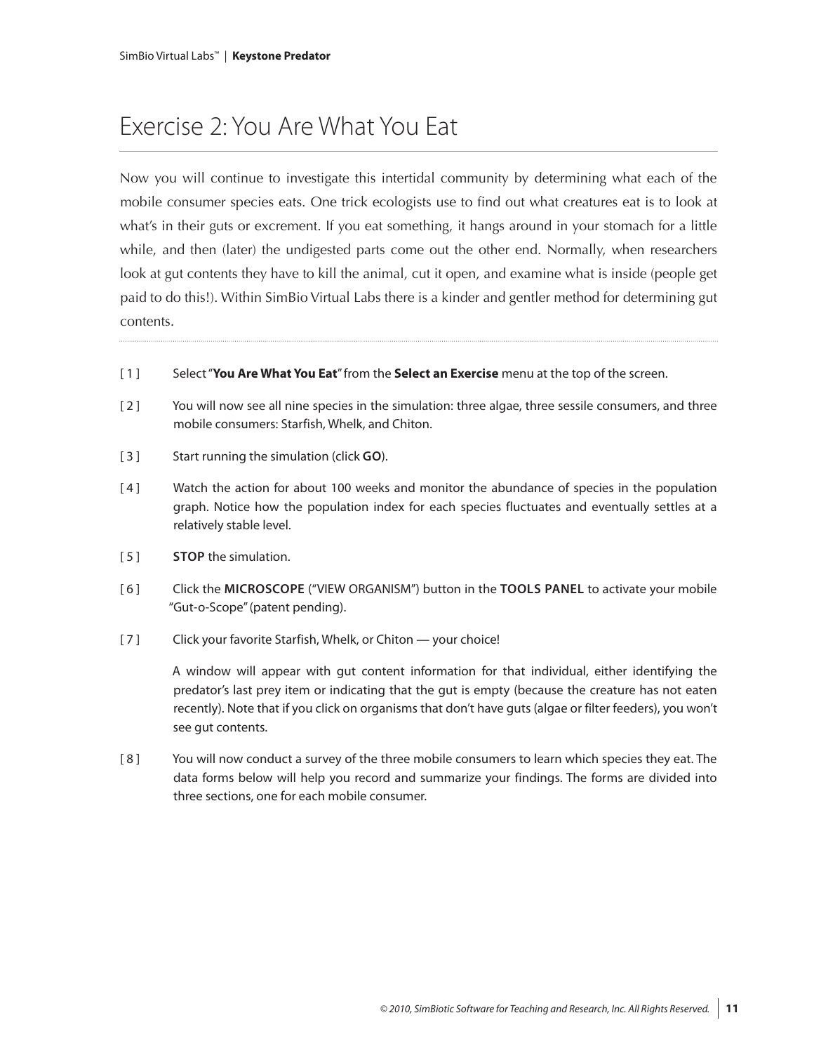# Exercise 2: You Are What You Eat

Now you will continue to investigate this intertidal community by determining what each of the mobile consumer species eats. One trick ecologists use to find out what creatures eat is to look at what's in their guts or excrement. If you eat something, it hangs around in your stomach for a little while, and then (later) the undigested parts come out the other end. Normally, when researchers look at gut contents they have to kill the animal, cut it open, and examine what is inside (people get paid to do this!). Within SimBio Virtual Labs there is a kinder and gentler method for determining gut contents.

[ 1 ] Select "**You Are What You Eat**" from the **Select an Exercise** menu at the top of the screen.

[ 2 ] You will now see all nine species in the simulation: three algae, three sessile consumers, and three mobile consumers: Starfish, Whelk, and Chiton.

[ 3 ] Start running the simulation (click **GO**).

[ 4 ] Watch the action for about 100 weeks and monitor the abundance of species in the population graph. Notice how the population index for each species fluctuates and eventually settles at a relatively stable level.

[ 5 ] **STOP** the simulation.

[ 6 ] Click the **MICROSCOPE** ("VIEW ORGANISM") button in the **TOOLS PANEL** to activate your mobile "Gut-o-Scope" (patent pending).

[ 7 ] Click your favorite Starfish, Whelk, or Chiton — your choice!

A window will appear with gut content information for that individual, either identifying the predator's last prey item or indicating that the gut is empty (because the creature has not eaten recently). Note that if you click on organisms that don't have guts (algae or filter feeders), you won't see gut contents.

[ 8 ] You will now conduct a survey of the three mobile consumers to learn which species they eat. The data forms below will help you record and summarize your findings. The forms are divided into three sections, one for each mobile consumer.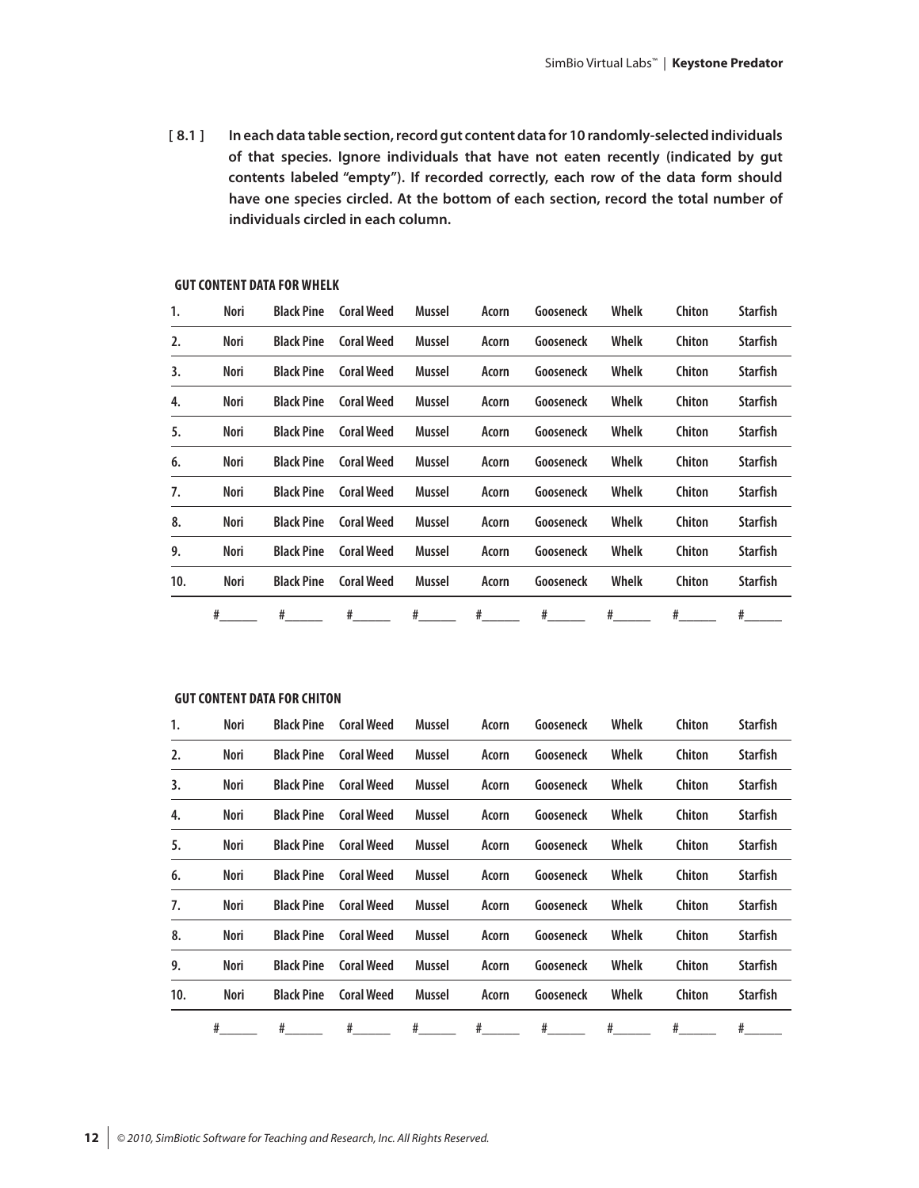**[ 8.1 ] In each data table section, record gut content data for 10 randomly-selected individuals of that species. Ignore individuals that have not eaten recently (indicated by gut contents labeled "empty"). If recorded correctly, each row of the data form should have one species circled. At the bottom of each section, record the total number of individuals circled in each column.**

**GUT CONTENT DATA FOR WHELK**

| | | | | | | | | | |
|---|---|---|---|---|---|---|---|---|---|
| 1. | Nori | Black Pine | Coral Weed | Mussel | Acorn | Gooseneck | Whelk | Chiton | Starfish |
| 2. | Nori | Black Pine | Coral Weed | Mussel | Acorn | Gooseneck | Whelk | Chiton | Starfish |
| 3. | Nori | Black Pine | Coral Weed | Mussel | Acorn | Gooseneck | Whelk | Chiton | Starfish |
| 4. | Nori | Black Pine | Coral Weed | Mussel | Acorn | Gooseneck | Whelk | Chiton | Starfish |
| 5. | Nori | Black Pine | Coral Weed | Mussel | Acorn | Gooseneck | Whelk | Chiton | Starfish |
| 6. | Nori | Black Pine | Coral Weed | Mussel | Acorn | Gooseneck | Whelk | Chiton | Starfish |
| 7. | Nori | Black Pine | Coral Weed | Mussel | Acorn | Gooseneck | Whelk | Chiton | Starfish |
| 8. | Nori | Black Pine | Coral Weed | Mussel | Acorn | Gooseneck | Whelk | Chiton | Starfish |
| 9. | Nori | Black Pine | Coral Weed | Mussel | Acorn | Gooseneck | Whelk | Chiton | Starfish |
| 10. | Nori | Black Pine | Coral Weed | Mussel | Acorn | Gooseneck | Whelk | Chiton | Starfish |
| | #\_\_\_\_\_ | #\_\_\_\_\_ | #\_\_\_\_\_ | #\_\_\_\_\_ | #\_\_\_\_\_ | #\_\_\_\_\_ | #\_\_\_\_\_ | #\_\_\_\_\_ | #\_\_\_\_\_ |

**GUT CONTENT DATA FOR CHITON**

| | | | | | | | | | |
|---|---|---|---|---|---|---|---|---|---|
| 1. | Nori | Black Pine | Coral Weed | Mussel | Acorn | Gooseneck | Whelk | Chiton | Starfish |
| 2. | Nori | Black Pine | Coral Weed | Mussel | Acorn | Gooseneck | Whelk | Chiton | Starfish |
| 3. | Nori | Black Pine | Coral Weed | Mussel | Acorn | Gooseneck | Whelk | Chiton | Starfish |
| 4. | Nori | Black Pine | Coral Weed | Mussel | Acorn | Gooseneck | Whelk | Chiton | Starfish |
| 5. | Nori | Black Pine | Coral Weed | Mussel | Acorn | Gooseneck | Whelk | Chiton | Starfish |
| 6. | Nori | Black Pine | Coral Weed | Mussel | Acorn | Gooseneck | Whelk | Chiton | Starfish |
| 7. | Nori | Black Pine | Coral Weed | Mussel | Acorn | Gooseneck | Whelk | Chiton | Starfish |
| 8. | Nori | Black Pine | Coral Weed | Mussel | Acorn | Gooseneck | Whelk | Chiton | Starfish |
| 9. | Nori | Black Pine | Coral Weed | Mussel | Acorn | Gooseneck | Whelk | Chiton | Starfish |
| 10. | Nori | Black Pine | Coral Weed | Mussel | Acorn | Gooseneck | Whelk | Chiton | Starfish |
| | #\_\_\_\_\_ | #\_\_\_\_\_ | #\_\_\_\_\_ | #\_\_\_\_\_ | #\_\_\_\_\_ | #\_\_\_\_\_ | #\_\_\_\_\_ | #\_\_\_\_\_ | #\_\_\_\_\_ |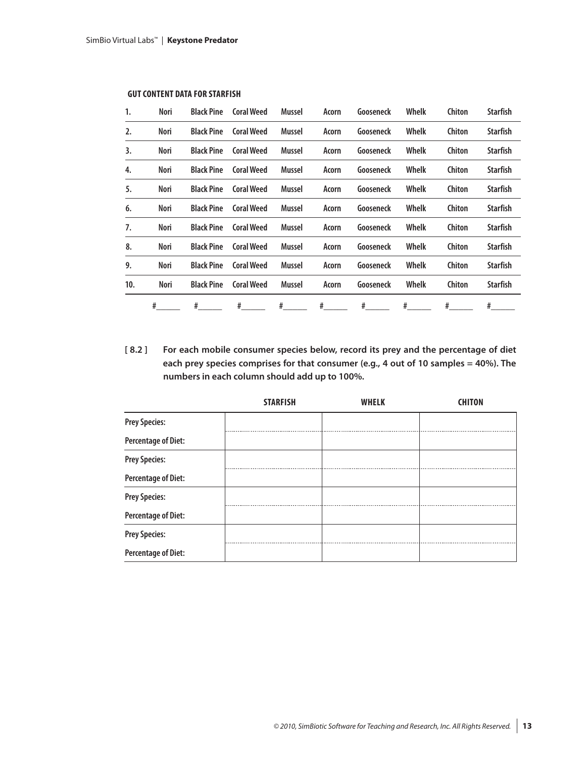**GUT CONTENT DATA FOR STARFISH**

| | | | | | | | | | |
|---|---|---|---|---|---|---|---|---|---|
| 1. | Nori | Black Pine | Coral Weed | Mussel | Acorn | Gooseneck | Whelk | Chiton | Starfish |
| 2. | Nori | Black Pine | Coral Weed | Mussel | Acorn | Gooseneck | Whelk | Chiton | Starfish |
| 3. | Nori | Black Pine | Coral Weed | Mussel | Acorn | Gooseneck | Whelk | Chiton | Starfish |
| 4. | Nori | Black Pine | Coral Weed | Mussel | Acorn | Gooseneck | Whelk | Chiton | Starfish |
| 5. | Nori | Black Pine | Coral Weed | Mussel | Acorn | Gooseneck | Whelk | Chiton | Starfish |
| 6. | Nori | Black Pine | Coral Weed | Mussel | Acorn | Gooseneck | Whelk | Chiton | Starfish |
| 7. | Nori | Black Pine | Coral Weed | Mussel | Acorn | Gooseneck | Whelk | Chiton | Starfish |
| 8. | Nori | Black Pine | Coral Weed | Mussel | Acorn | Gooseneck | Whelk | Chiton | Starfish |
| 9. | Nori | Black Pine | Coral Weed | Mussel | Acorn | Gooseneck | Whelk | Chiton | Starfish |
| 10. | Nori | Black Pine | Coral Weed | Mussel | Acorn | Gooseneck | Whelk | Chiton | Starfish |
| | #_____ | #_____ | #_____ | #_____ | #_____ | #_____ | #_____ | #_____ | #_____ |

**[ 8.2 ]** **For each mobile consumer species below, record its prey and the percentage of diet each prey species comprises for that consumer (e.g., 4 out of 10 samples = 40%). The numbers in each column should add up to 100%.**

| | STARFISH | WHELK | CHITON |
|---|---|---|---|
| Prey Species: | | | |
| Percentage of Diet: | | | |
| Prey Species: | | | |
| Percentage of Diet: | | | |
| Prey Species: | | | |
| Percentage of Diet: | | | |
| Prey Species: | | | |
| Percentage of Diet: | | | |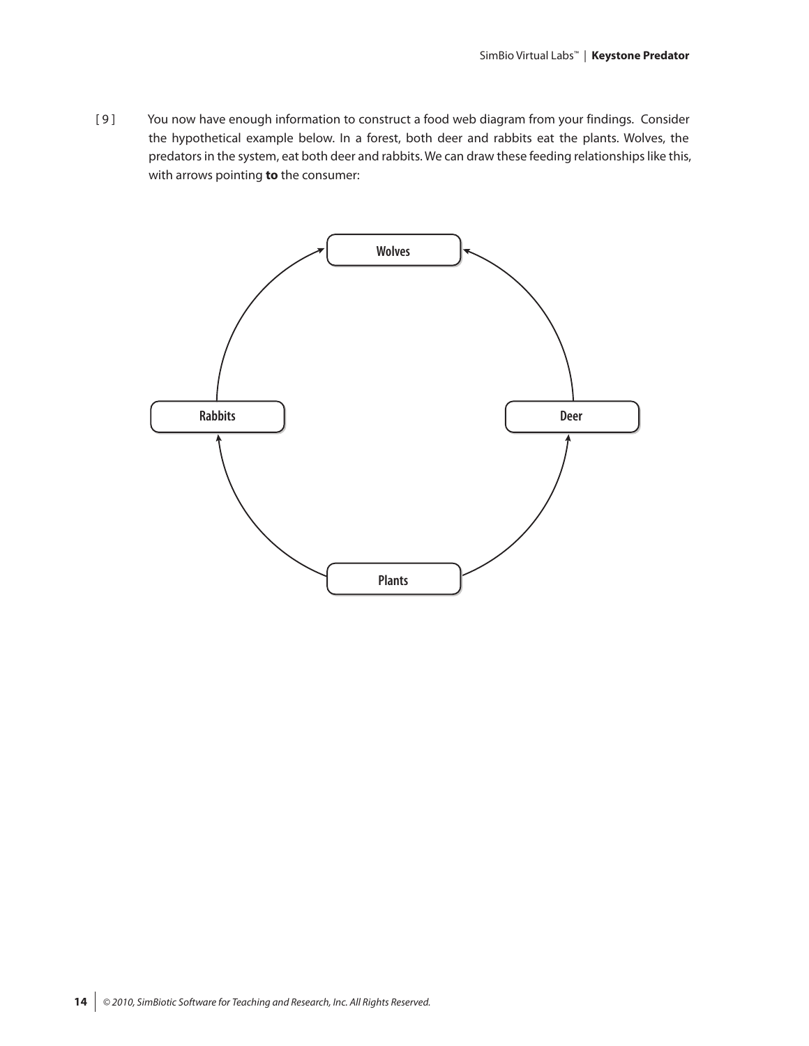[ 9 ] You now have enough information to construct a food web diagram from your findings. Consider the hypothetical example below. In a forest, both deer and rabbits eat the plants. Wolves, the predators in the system, eat both deer and rabbits. We can draw these feeding relationships like this, with arrows pointing **to** the consumer:

Wolves

Rabbits

Deer

Plants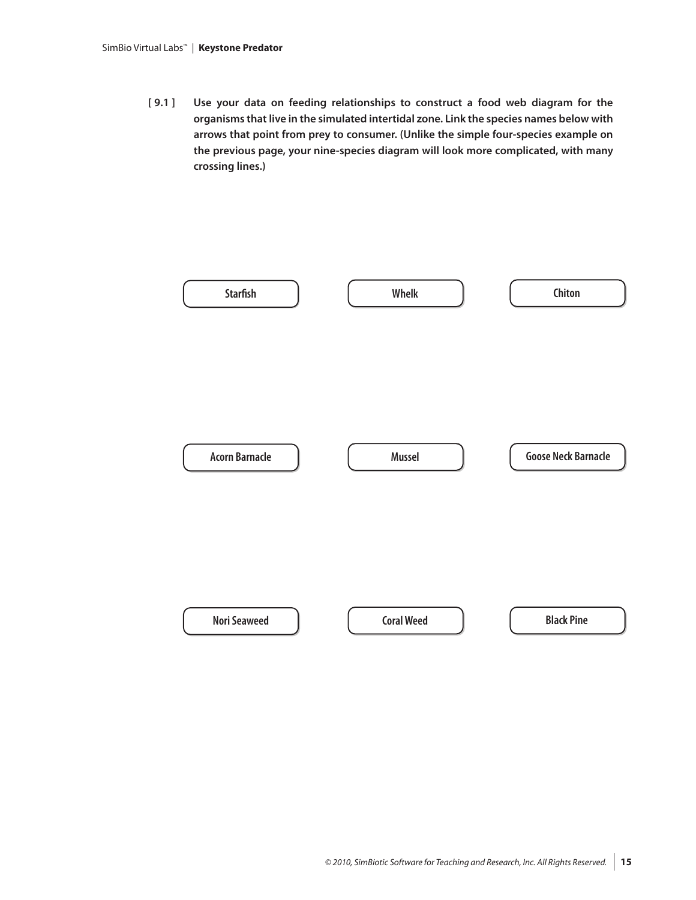**[ 9.1 ] Use your data on feeding relationships to construct a food web diagram for the organisms that live in the simulated intertidal zone. Link the species names below with arrows that point from prey to consumer. (Unlike the simple four-species example on the previous page, your nine-species diagram will look more complicated, with many crossing lines.)**

| | | |
|---|---|---|
| Starfish | Whelk | Chiton |
| Acorn Barnacle | Mussel | Goose Neck Barnacle |
| Nori Seaweed | Coral Weed | Black Pine |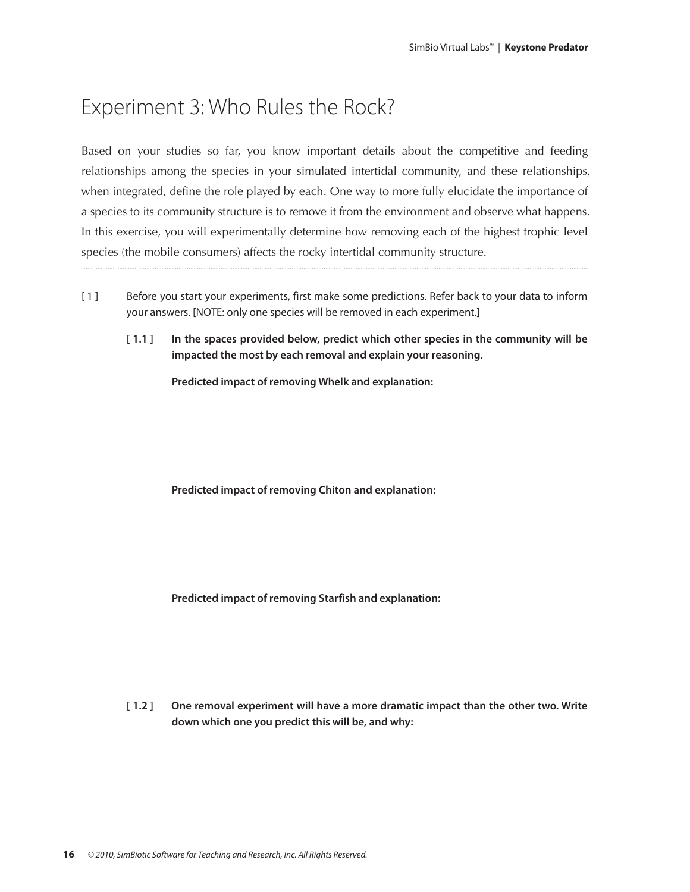# Experiment 3: Who Rules the Rock?

Based on your studies so far, you know important details about the competitive and feeding relationships among the species in your simulated intertidal community, and these relationships, when integrated, define the role played by each. One way to more fully elucidate the importance of a species to its community structure is to remove it from the environment and observe what happens. In this exercise, you will experimentally determine how removing each of the highest trophic level species (the mobile consumers) affects the rocky intertidal community structure.

[ 1 ] Before you start your experiments, first make some predictions. Refer back to your data to inform your answers. [NOTE: only one species will be removed in each experiment.]

**[ 1.1 ] In the spaces provided below, predict which other species in the community will be impacted the most by each removal and explain your reasoning.**

**Predicted impact of removing Whelk and explanation:**

**Predicted impact of removing Chiton and explanation:**

**Predicted impact of removing Starfish and explanation:**

**[ 1.2 ] One removal experiment will have a more dramatic impact than the other two. Write down which one you predict this will be, and why:**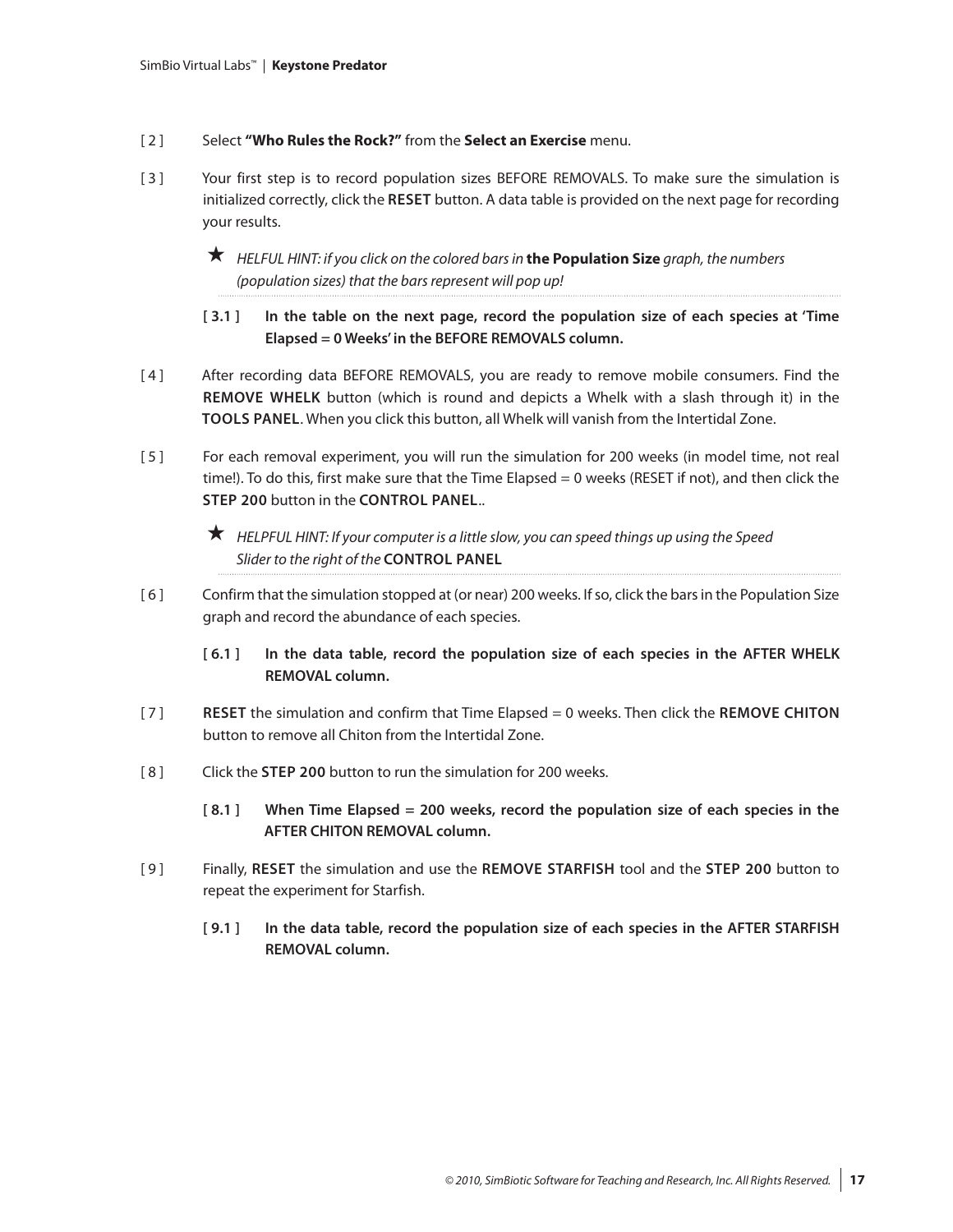[ 2 ] Select **"Who Rules the Rock?"** from the **Select an Exercise** menu.

[ 3 ] Your first step is to record population sizes BEFORE REMOVALS. To make sure the simulation is initialized correctly, click the **RESET** button. A data table is provided on the next page for recording your results.

> ★ *HELFUL HINT: if you click on the colored bars in* **the Population Size** *graph, the numbers (population sizes) that the bars represent will pop up!*

**[ 3.1 ] In the table on the next page, record the population size of each species at 'Time Elapsed = 0 Weeks' in the BEFORE REMOVALS column.**

[ 4 ] After recording data BEFORE REMOVALS, you are ready to remove mobile consumers. Find the **REMOVE WHELK** button (which is round and depicts a Whelk with a slash through it) in the **TOOLS PANEL**. When you click this button, all Whelk will vanish from the Intertidal Zone.

[ 5 ] For each removal experiment, you will run the simulation for 200 weeks (in model time, not real time!). To do this, first make sure that the Time Elapsed = 0 weeks (RESET if not), and then click the **STEP 200** button in the **CONTROL PANEL**..

> ★ *HELPFUL HINT: If your computer is a little slow, you can speed things up using the Speed Slider to the right of the* **CONTROL PANEL**

[ 6 ] Confirm that the simulation stopped at (or near) 200 weeks. If so, click the bars in the Population Size graph and record the abundance of each species.

**[ 6.1 ] In the data table, record the population size of each species in the AFTER WHELK REMOVAL column.**

[ 7 ] **RESET** the simulation and confirm that Time Elapsed = 0 weeks. Then click the **REMOVE CHITON** button to remove all Chiton from the Intertidal Zone.

[ 8 ] Click the **STEP 200** button to run the simulation for 200 weeks.

**[ 8.1 ] When Time Elapsed = 200 weeks, record the population size of each species in the AFTER CHITON REMOVAL column.**

[ 9 ] Finally, **RESET** the simulation and use the **REMOVE STARFISH** tool and the **STEP 200** button to repeat the experiment for Starfish.

**[ 9.1 ] In the data table, record the population size of each species in the AFTER STARFISH REMOVAL column.**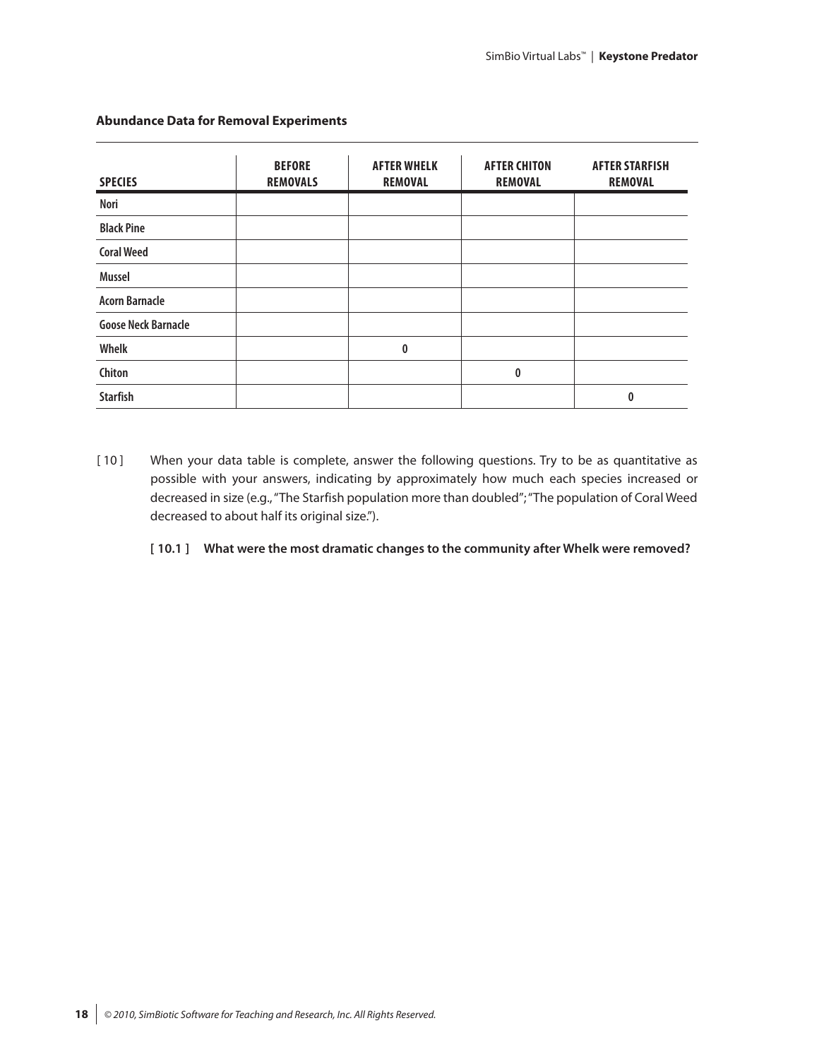**Abundance Data for Removal Experiments**

| SPECIES | BEFORE REMOVALS | AFTER WHELK REMOVAL | AFTER CHITON REMOVAL | AFTER STARFISH REMOVAL |
|---|---|---|---|---|
| Nori | | | | |
| Black Pine | | | | |
| Coral Weed | | | | |
| Mussel | | | | |
| Acorn Barnacle | | | | |
| Goose Neck Barnacle | | | | |
| Whelk | | 0 | | |
| Chiton | | | 0 | |
| Starfish | | | | 0 |

[ 10 ] When your data table is complete, answer the following questions. Try to be as quantitative as possible with your answers, indicating by approximately how much each species increased or decreased in size (e.g., "The Starfish population more than doubled"; "The population of Coral Weed decreased to about half its original size.").

**[ 10.1 ] What were the most dramatic changes to the community after Whelk were removed?**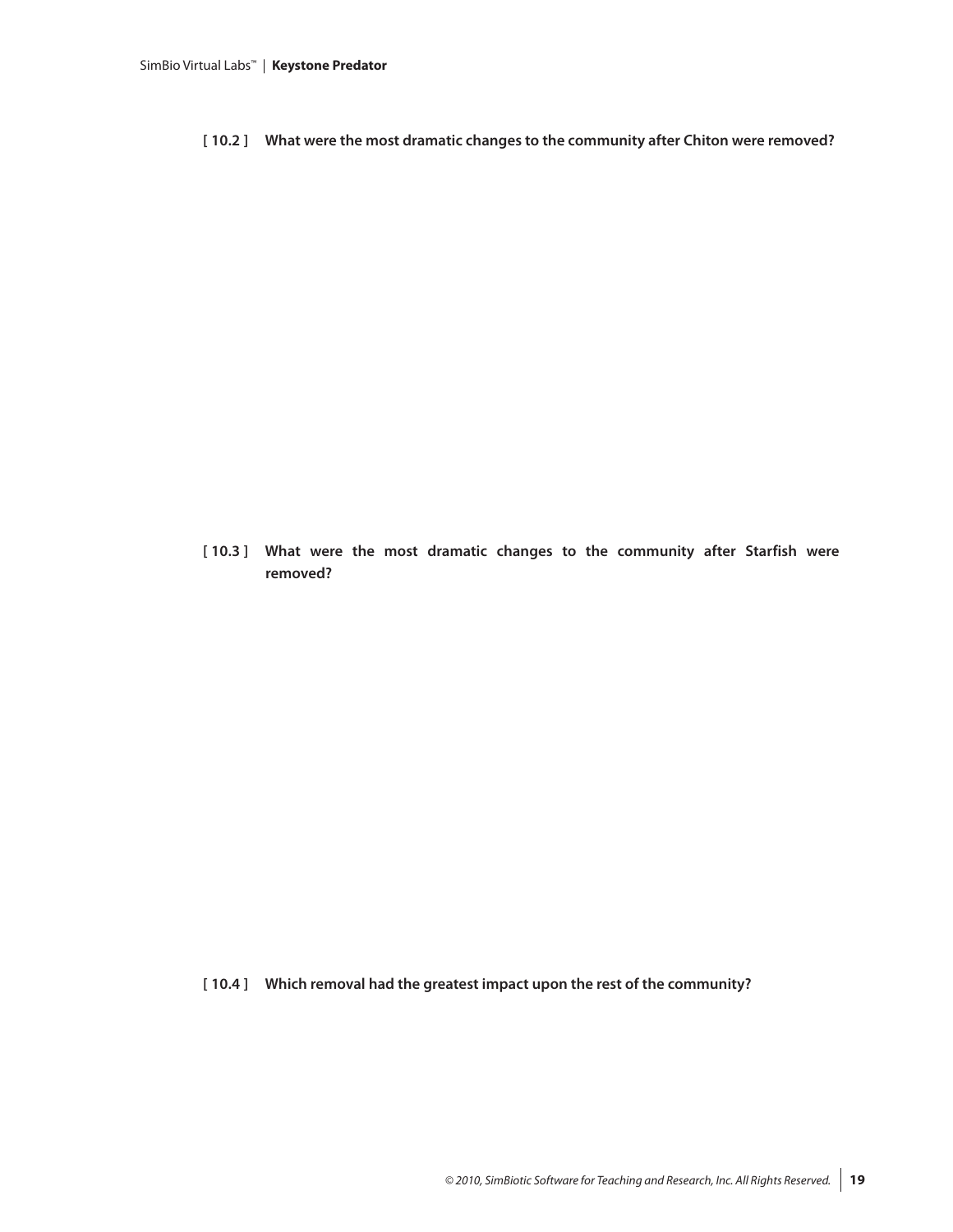**[ 10.2 ] What were the most dramatic changes to the community after Chiton were removed?**

**[ 10.3 ] What were the most dramatic changes to the community after Starfish were removed?**

**[ 10.4 ] Which removal had the greatest impact upon the rest of the community?**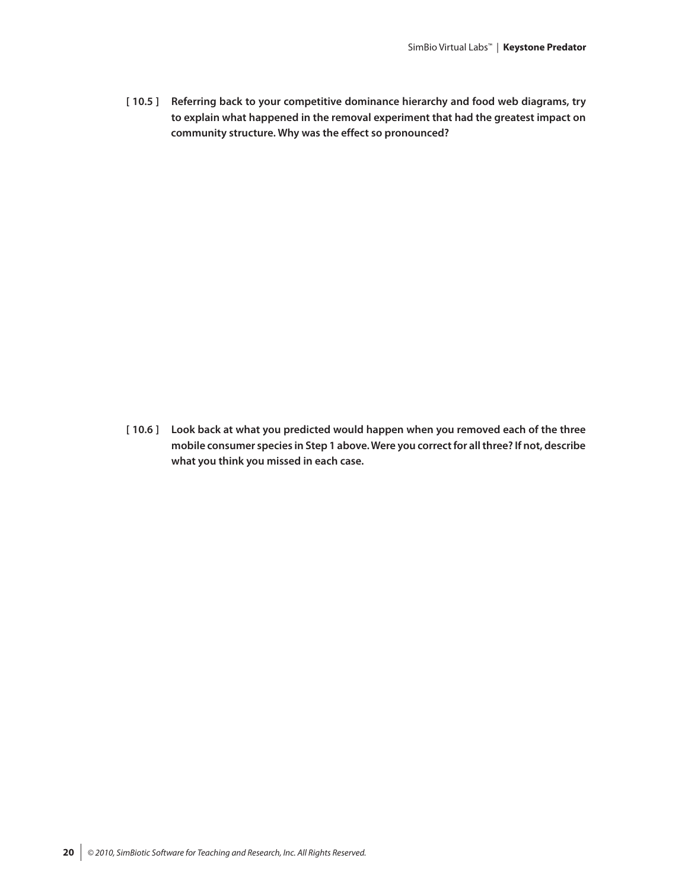**[ 10.5 ] Referring back to your competitive dominance hierarchy and food web diagrams, try to explain what happened in the removal experiment that had the greatest impact on community structure. Why was the effect so pronounced?**

**[ 10.6 ] Look back at what you predicted would happen when you removed each of the three mobile consumer species in Step 1 above. Were you correct for all three? If not, describe what you think you missed in each case.**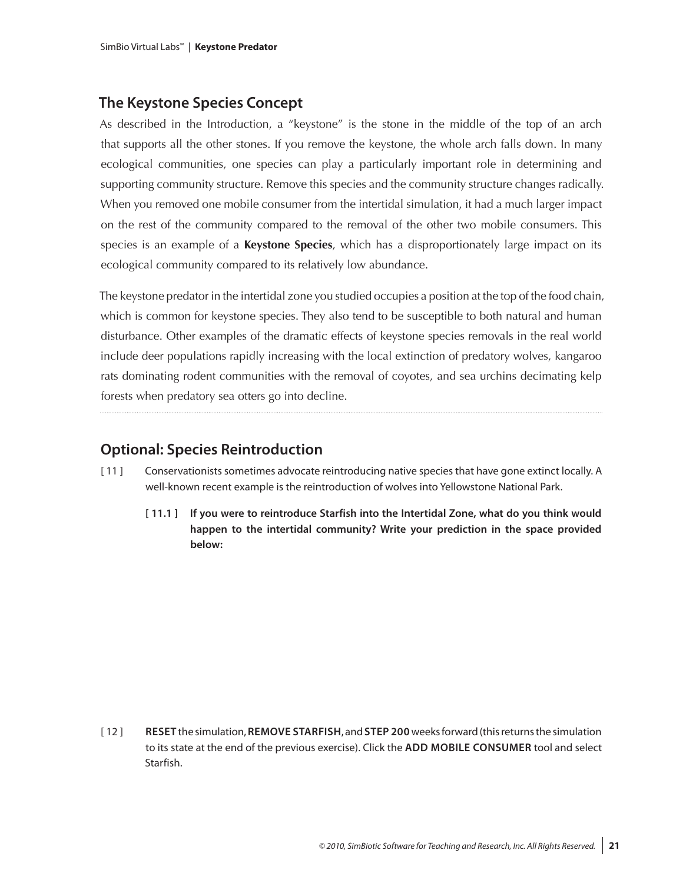## The Keystone Species Concept

As described in the Introduction, a "keystone" is the stone in the middle of the top of an arch that supports all the other stones. If you remove the keystone, the whole arch falls down. In many ecological communities, one species can play a particularly important role in determining and supporting community structure. Remove this species and the community structure changes radically. When you removed one mobile consumer from the intertidal simulation, it had a much larger impact on the rest of the community compared to the removal of the other two mobile consumers. This species is an example of a **Keystone Species**, which has a disproportionately large impact on its ecological community compared to its relatively low abundance.

The keystone predator in the intertidal zone you studied occupies a position at the top of the food chain, which is common for keystone species. They also tend to be susceptible to both natural and human disturbance. Other examples of the dramatic effects of keystone species removals in the real world include deer populations rapidly increasing with the local extinction of predatory wolves, kangaroo rats dominating rodent communities with the removal of coyotes, and sea urchins decimating kelp forests when predatory sea otters go into decline.

## Optional: Species Reintroduction

[ 11 ] Conservationists sometimes advocate reintroducing native species that have gone extinct locally. A well-known recent example is the reintroduction of wolves into Yellowstone National Park.

**[ 11.1 ] If you were to reintroduce Starfish into the Intertidal Zone, what do you think would happen to the intertidal community? Write your prediction in the space provided below:**

[ 12 ] **RESET** the simulation, **REMOVE STARFISH**, and **STEP 200** weeks forward (this returns the simulation to its state at the end of the previous exercise). Click the **ADD MOBILE CONSUMER** tool and select Starfish.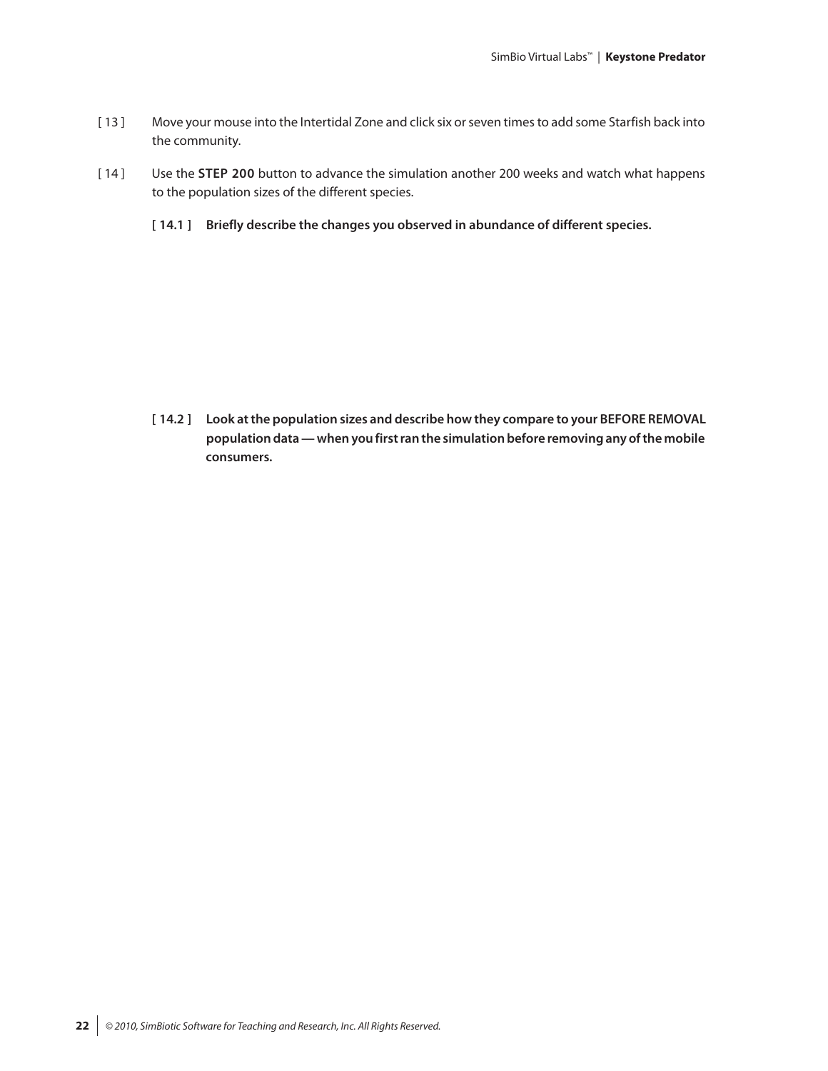[ 13 ] Move your mouse into the Intertidal Zone and click six or seven times to add some Starfish back into the community.

[ 14 ] Use the **STEP 200** button to advance the simulation another 200 weeks and watch what happens to the population sizes of the different species.

**[ 14.1 ] Briefly describe the changes you observed in abundance of different species.**

**[ 14.2 ] Look at the population sizes and describe how they compare to your BEFORE REMOVAL population data — when you first ran the simulation before removing any of the mobile consumers.**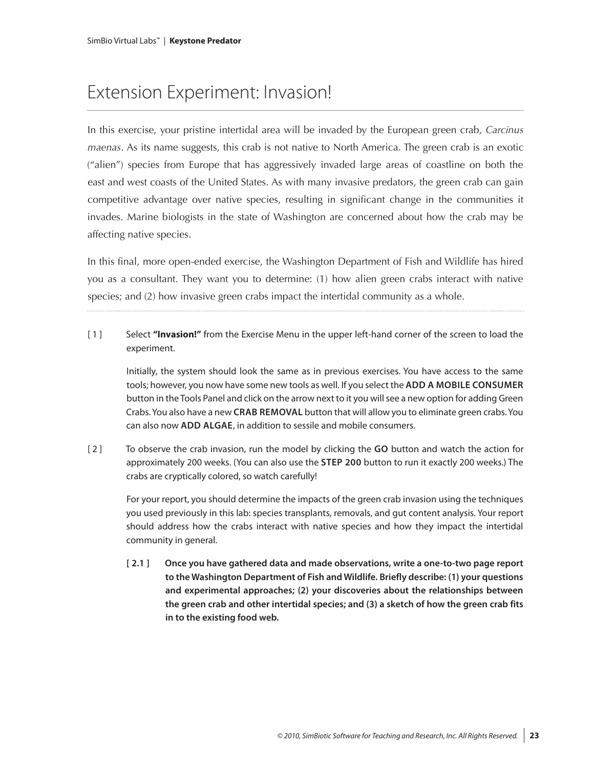# Extension Experiment: Invasion!

In this exercise, your pristine intertidal area will be invaded by the European green crab, *Carcinus maenas*. As its name suggests, this crab is not native to North America. The green crab is an exotic ("alien") species from Europe that has aggressively invaded large areas of coastline on both the east and west coasts of the United States. As with many invasive predators, the green crab can gain competitive advantage over native species, resulting in significant change in the communities it invades. Marine biologists in the state of Washington are concerned about how the crab may be affecting native species.

In this final, more open-ended exercise, the Washington Department of Fish and Wildlife has hired you as a consultant. They want you to determine: (1) how alien green crabs interact with native species; and (2) how invasive green crabs impact the intertidal community as a whole.

---

[ 1 ] Select **"Invasion!"** from the Exercise Menu in the upper left-hand corner of the screen to load the experiment.

Initially, the system should look the same as in previous exercises. You have access to the same tools; however, you now have some new tools as well. If you select the **ADD A MOBILE CONSUMER** button in the Tools Panel and click on the arrow next to it you will see a new option for adding Green Crabs. You also have a new **CRAB REMOVAL** button that will allow you to eliminate green crabs. You can also now **ADD ALGAE**, in addition to sessile and mobile consumers.

[ 2 ] To observe the crab invasion, run the model by clicking the **GO** button and watch the action for approximately 200 weeks. (You can also use the **STEP 200** button to run it exactly 200 weeks.) The crabs are cryptically colored, so watch carefully!

For your report, you should determine the impacts of the green crab invasion using the techniques you used previously in this lab: species transplants, removals, and gut content analysis. Your report should address how the crabs interact with native species and how they impact the intertidal community in general.

**[ 2.1 ] Once you have gathered data and made observations, write a one-to-two page report to the Washington Department of Fish and Wildlife. Briefly describe: (1) your questions and experimental approaches; (2) your discoveries about the relationships between the green crab and other intertidal species; and (3) a sketch of how the green crab fits in to the existing food web.**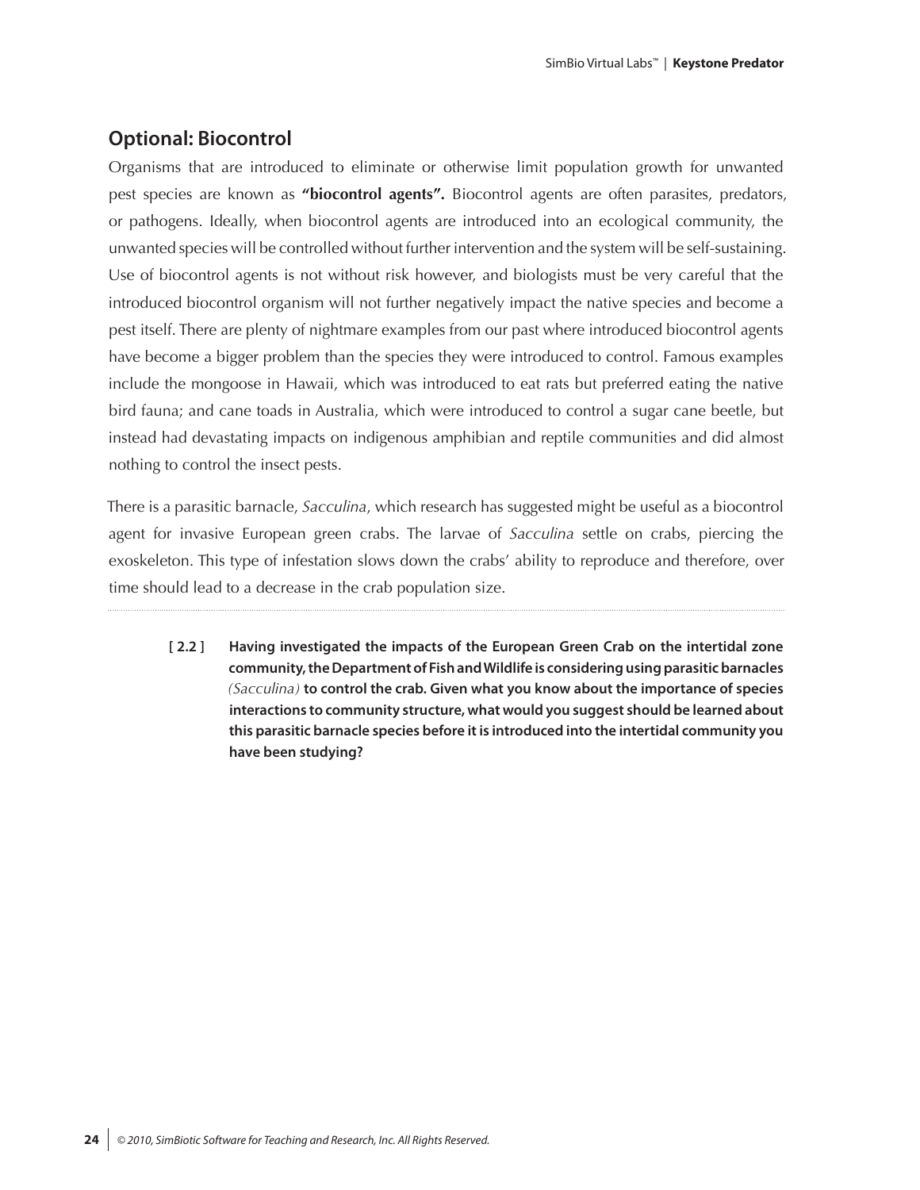## Optional: Biocontrol

Organisms that are introduced to eliminate or otherwise limit population growth for unwanted pest species are known as **"biocontrol agents".** Biocontrol agents are often parasites, predators, or pathogens. Ideally, when biocontrol agents are introduced into an ecological community, the unwanted species will be controlled without further intervention and the system will be self-sustaining. Use of biocontrol agents is not without risk however, and biologists must be very careful that the introduced biocontrol organism will not further negatively impact the native species and become a pest itself. There are plenty of nightmare examples from our past where introduced biocontrol agents have become a bigger problem than the species they were introduced to control. Famous examples include the mongoose in Hawaii, which was introduced to eat rats but preferred eating the native bird fauna; and cane toads in Australia, which were introduced to control a sugar cane beetle, but instead had devastating impacts on indigenous amphibian and reptile communities and did almost nothing to control the insect pests.

There is a parasitic barnacle, *Sacculina*, which research has suggested might be useful as a biocontrol agent for invasive European green crabs. The larvae of *Sacculina* settle on crabs, piercing the exoskeleton. This type of infestation slows down the crabs' ability to reproduce and therefore, over time should lead to a decrease in the crab population size.

---

**[ 2.2 ] Having investigated the impacts of the European Green Crab on the intertidal zone community, the Department of Fish and Wildlife is considering using parasitic barnacles** *(Sacculina)* **to control the crab. Given what you know about the importance of species interactions to community structure, what would you suggest should be learned about this parasitic barnacle species before it is introduced into the intertidal community you have been studying?**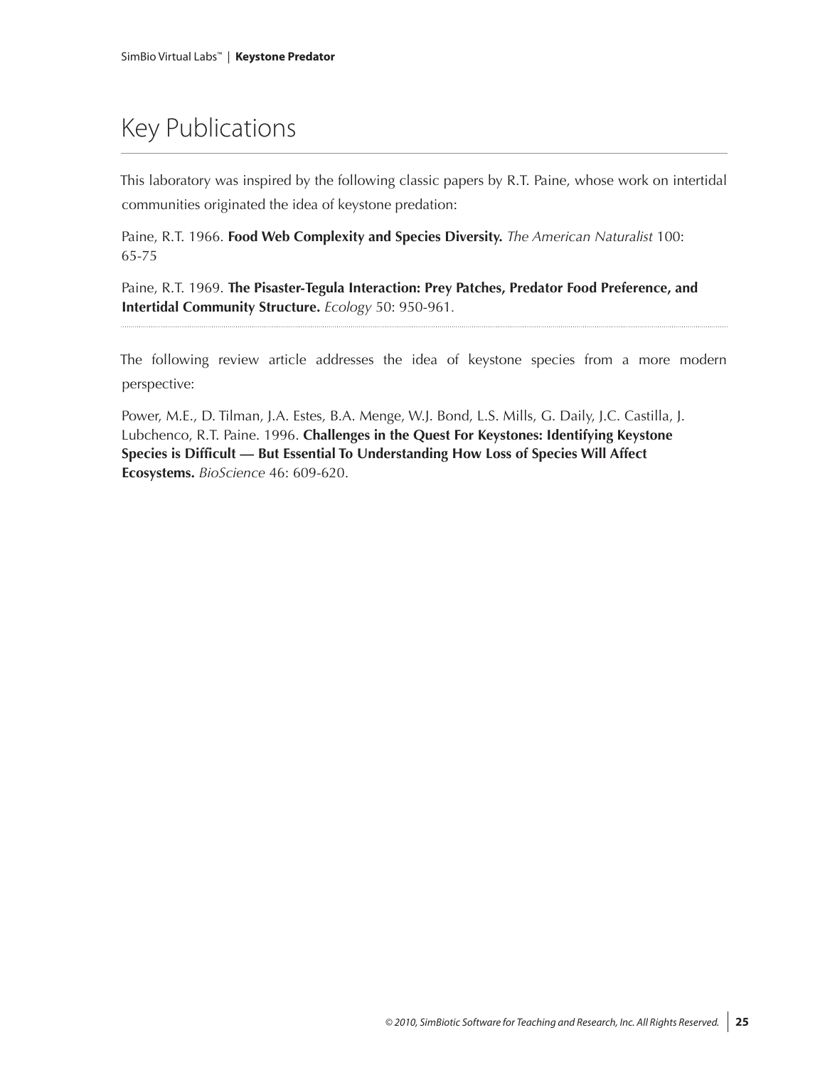# Key Publications

This laboratory was inspired by the following classic papers by R.T. Paine, whose work on intertidal communities originated the idea of keystone predation:

Paine, R.T. 1966. **Food Web Complexity and Species Diversity.** *The American Naturalist* 100: 65-75

Paine, R.T. 1969. **The Pisaster-Tegula Interaction: Prey Patches, Predator Food Preference, and Intertidal Community Structure.** *Ecology* 50: 950-961.

---

The following review article addresses the idea of keystone species from a more modern perspective:

Power, M.E., D. Tilman, J.A. Estes, B.A. Menge, W.J. Bond, L.S. Mills, G. Daily, J.C. Castilla, J. Lubchenco, R.T. Paine. 1996. **Challenges in the Quest For Keystones: Identifying Keystone Species is Difficult — But Essential To Understanding How Loss of Species Will Affect Ecosystems.** *BioScience* 46: 609-620.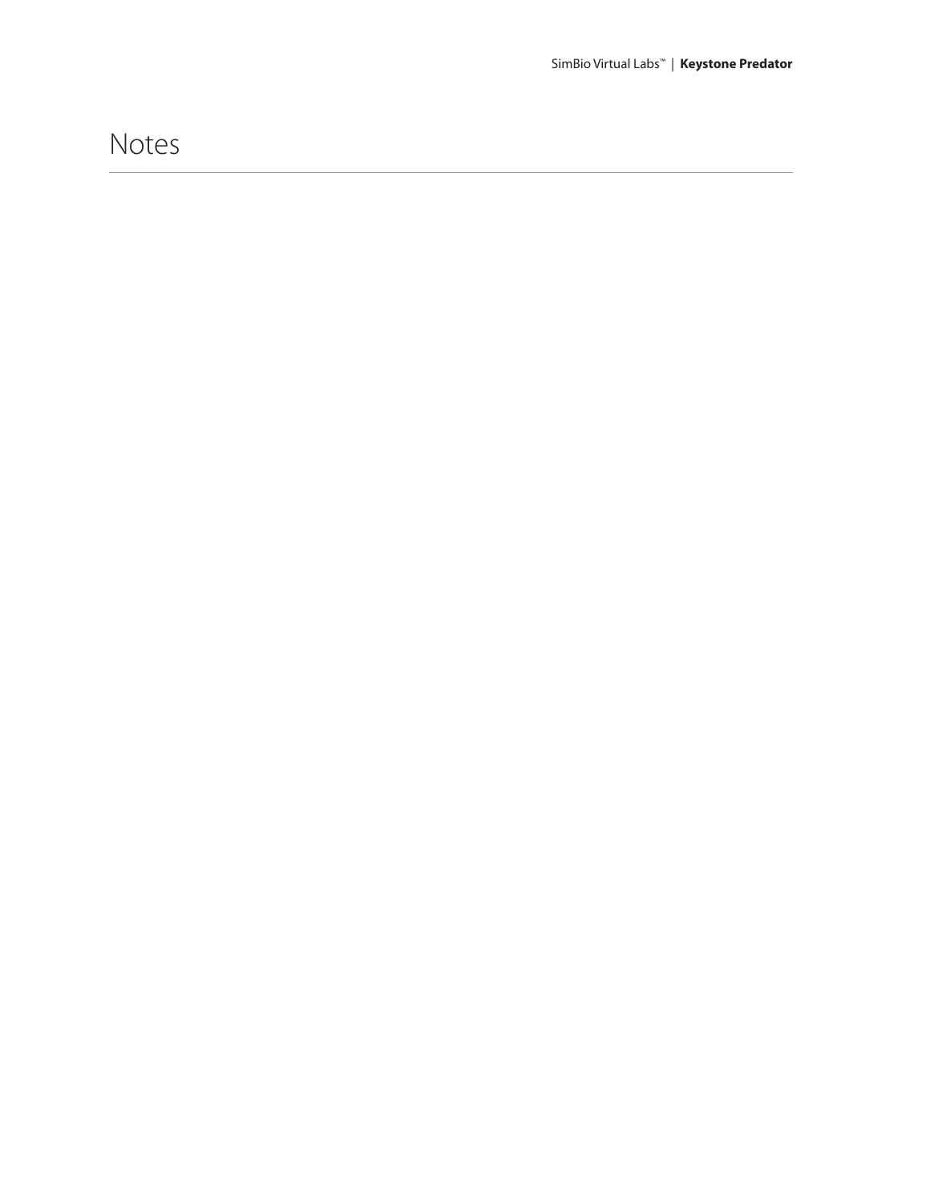# Notes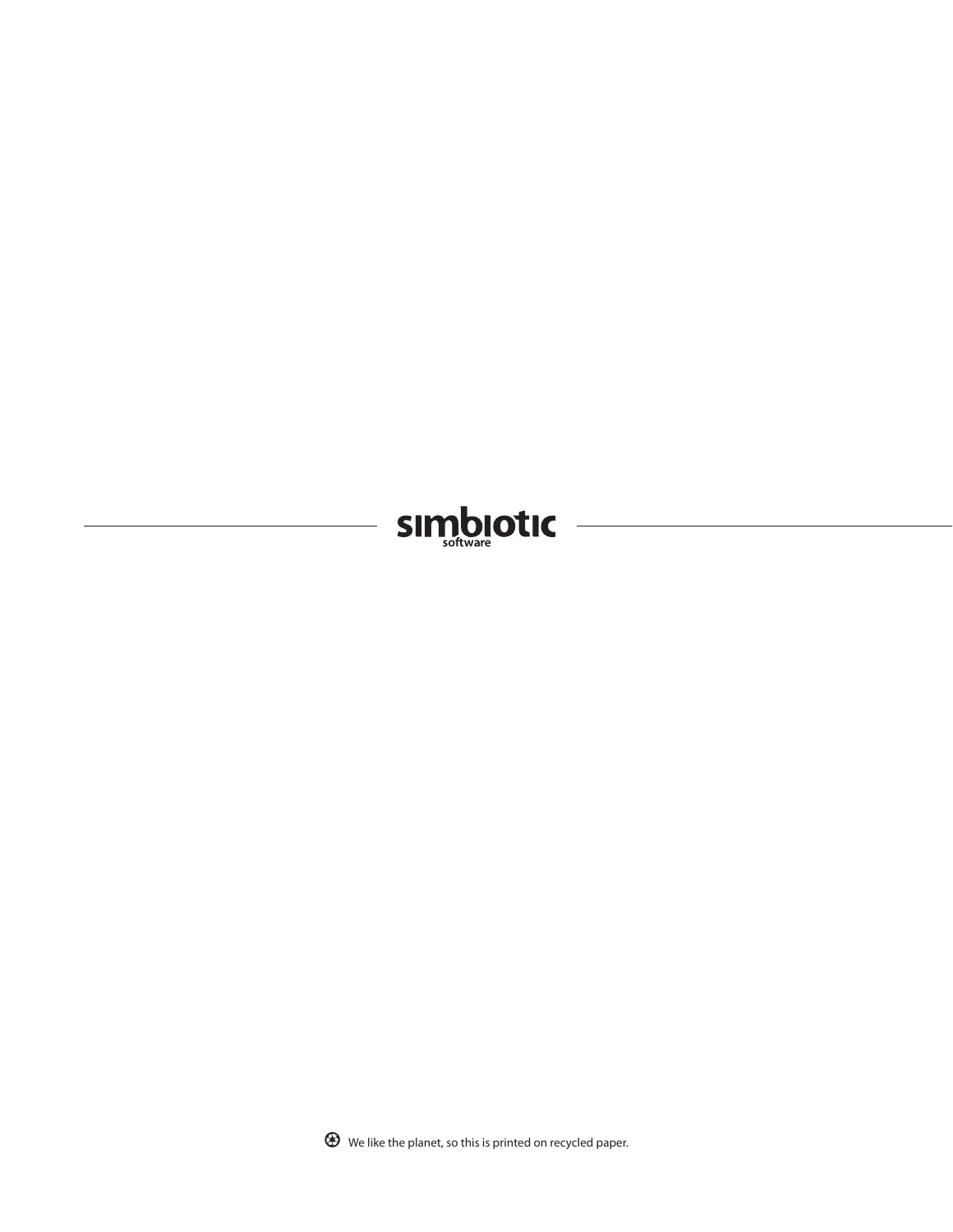simbiotic
software

We like the planet, so this is printed on recycled paper.